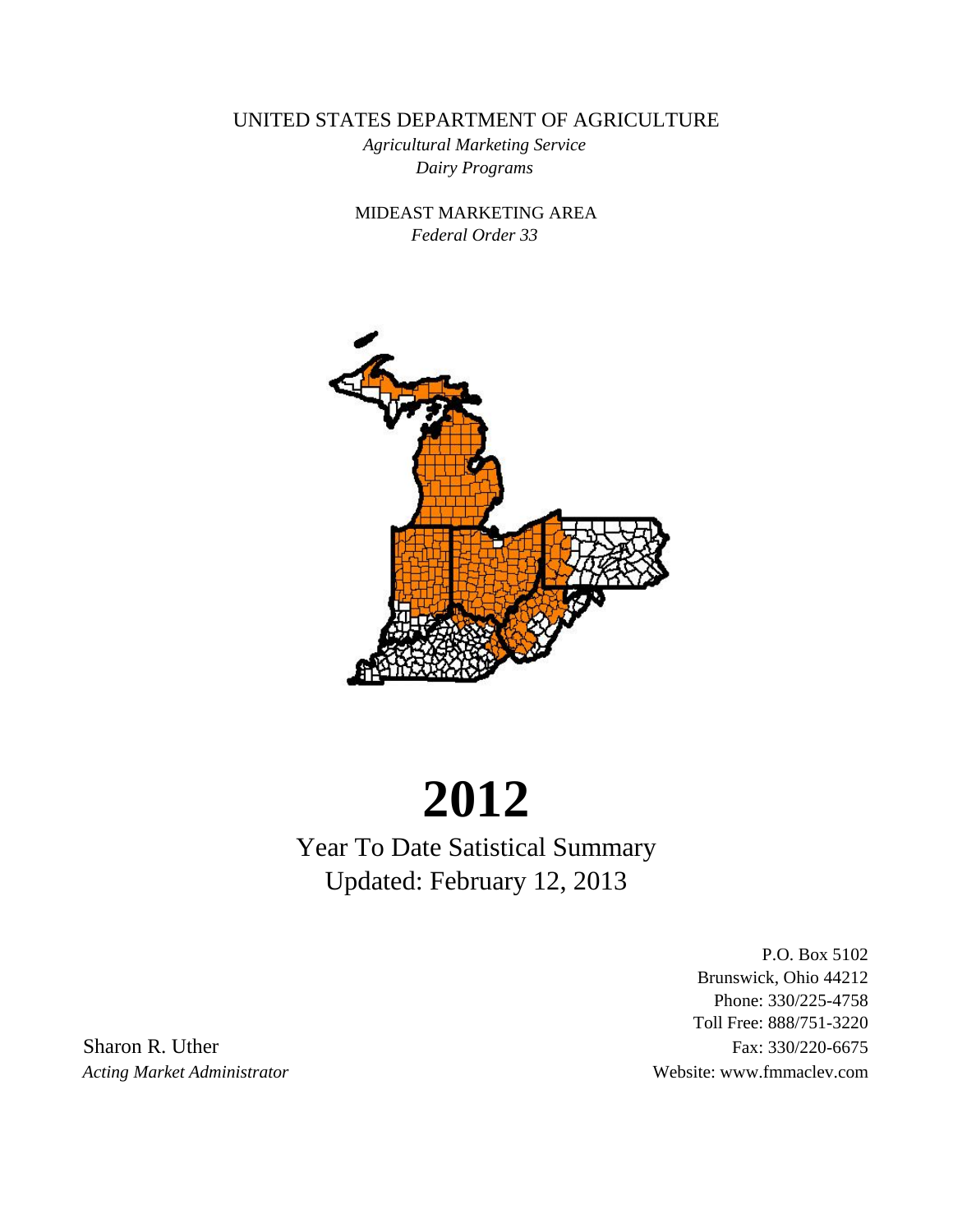UNITED STATES DEPARTMENT OF AGRICULTURE

*Agricultural Marketing Service*

*Dairy Programs*

MIDEAST MARKETING AREA

*Federal Order 33*

# 2012

## Year To Date Satistical Summary
## Updated: February 12, 2013

P.O. Box 5102
Brunswick, Ohio 44212
Phone: 330/225-4758
Toll Free: 888/751-3220
Fax: 330/220-6675
Website: www.fmmaclev.com

Sharon R. Uther
*Acting Market Administrator*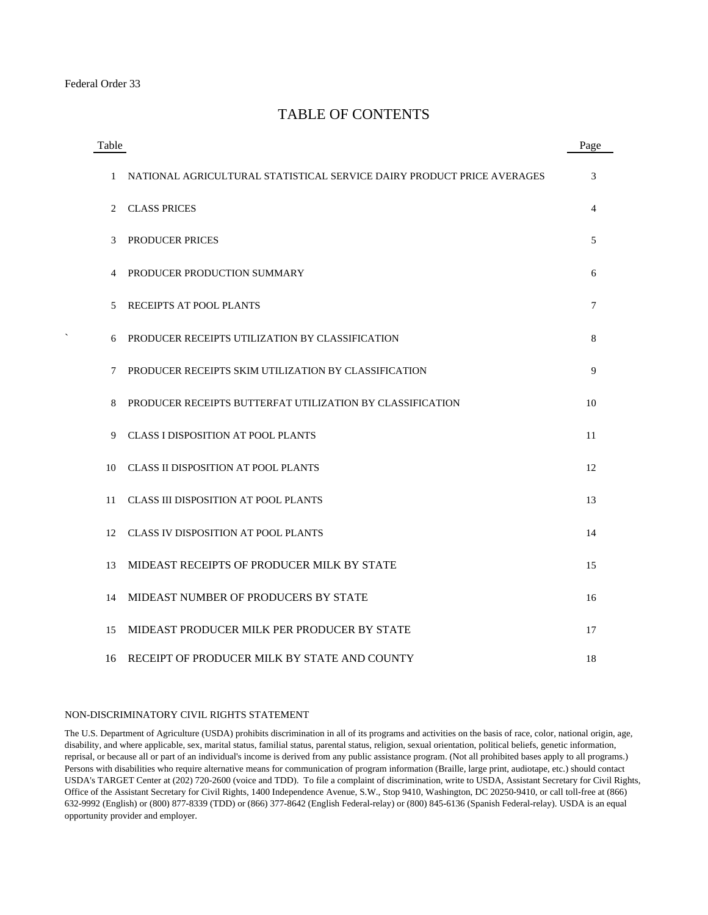Federal Order 33

# TABLE OF CONTENTS

| Table | | Page |
|---|---|---|
| 1 | NATIONAL AGRICULTURAL STATISTICAL SERVICE DAIRY PRODUCT PRICE AVERAGES | 3 |
| 2 | CLASS PRICES | 4 |
| 3 | PRODUCER PRICES | 5 |
| 4 | PRODUCER PRODUCTION SUMMARY | 6 |
| 5 | RECEIPTS AT POOL PLANTS | 7 |
| 6 | PRODUCER RECEIPTS UTILIZATION BY CLASSIFICATION | 8 |
| 7 | PRODUCER RECEIPTS SKIM UTILIZATION BY CLASSIFICATION | 9 |
| 8 | PRODUCER RECEIPTS BUTTERFAT UTILIZATION BY CLASSIFICATION | 10 |
| 9 | CLASS I DISPOSITION AT POOL PLANTS | 11 |
| 10 | CLASS II DISPOSITION AT POOL PLANTS | 12 |
| 11 | CLASS III DISPOSITION AT POOL PLANTS | 13 |
| 12 | CLASS IV DISPOSITION AT POOL PLANTS | 14 |
| 13 | MIDEAST RECEIPTS OF PRODUCER MILK BY STATE | 15 |
| 14 | MIDEAST NUMBER OF PRODUCERS BY STATE | 16 |
| 15 | MIDEAST PRODUCER MILK PER PRODUCER BY STATE | 17 |
| 16 | RECEIPT OF PRODUCER MILK BY STATE AND COUNTY | 18 |

NON-DISCRIMINATORY CIVIL RIGHTS STATEMENT

The U.S. Department of Agriculture (USDA) prohibits discrimination in all of its programs and activities on the basis of race, color, national origin, age, disability, and where applicable, sex, marital status, familial status, parental status, religion, sexual orientation, political beliefs, genetic information, reprisal, or because all or part of an individual's income is derived from any public assistance program. (Not all prohibited bases apply to all programs.) Persons with disabilities who require alternative means for communication of program information (Braille, large print, audiotape, etc.) should contact USDA's TARGET Center at (202) 720-2600 (voice and TDD). To file a complaint of discrimination, write to USDA, Assistant Secretary for Civil Rights, Office of the Assistant Secretary for Civil Rights, 1400 Independence Avenue, S.W., Stop 9410, Washington, DC 20250-9410, or call toll-free at (866) 632-9992 (English) or (800) 877-8339 (TDD) or (866) 377-8642 (English Federal-relay) or (800) 845-6136 (Spanish Federal-relay). USDA is an equal opportunity provider and employer.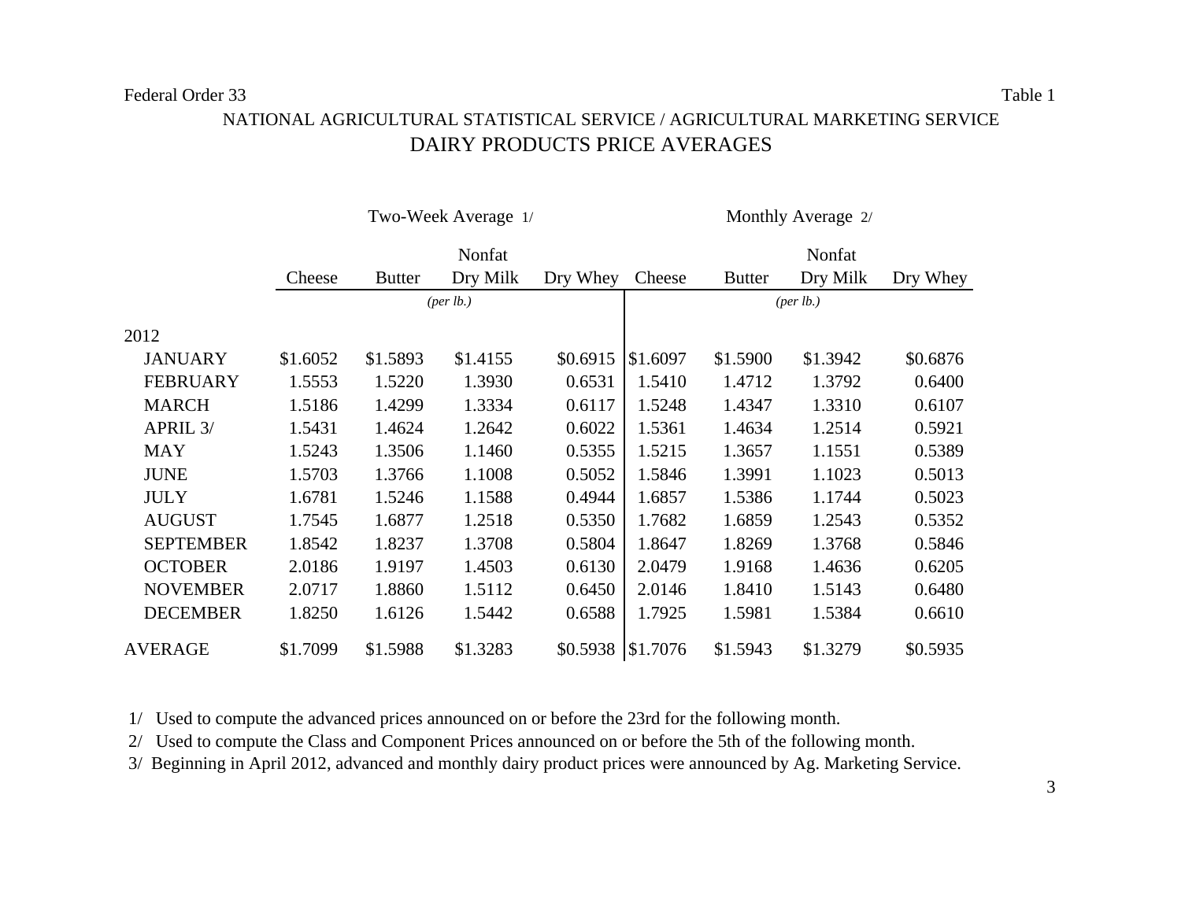Federal Order 33 Table 1

# NATIONAL AGRICULTURAL STATISTICAL SERVICE / AGRICULTURAL MARKETING SERVICE

## DAIRY PRODUCTS PRICE AVERAGES

| | Two-Week Average 1/ | | | | Monthly Average 2/ | | | |
|---|---|---|---|---|---|---|---|---|
| | Cheese | Butter | Nonfat Dry Milk | Dry Whey | Cheese | Butter | Nonfat Dry Milk | Dry Whey |
| | *(per lb.)* | | | | *(per lb.)* | | | |
| 2012 | | | | | | | | |
| JANUARY | $1.6052 | $1.5893 | $1.4155 | $0.6915 | $1.6097 | $1.5900 | $1.3942 | $0.6876 |
| FEBRUARY | 1.5553 | 1.5220 | 1.3930 | 0.6531 | 1.5410 | 1.4712 | 1.3792 | 0.6400 |
| MARCH | 1.5186 | 1.4299 | 1.3334 | 0.6117 | 1.5248 | 1.4347 | 1.3310 | 0.6107 |
| APRIL 3/ | 1.5431 | 1.4624 | 1.2642 | 0.6022 | 1.5361 | 1.4634 | 1.2514 | 0.5921 |
| MAY | 1.5243 | 1.3506 | 1.1460 | 0.5355 | 1.5215 | 1.3657 | 1.1551 | 0.5389 |
| JUNE | 1.5703 | 1.3766 | 1.1008 | 0.5052 | 1.5846 | 1.3991 | 1.1023 | 0.5013 |
| JULY | 1.6781 | 1.5246 | 1.1588 | 0.4944 | 1.6857 | 1.5386 | 1.1744 | 0.5023 |
| AUGUST | 1.7545 | 1.6877 | 1.2518 | 0.5350 | 1.7682 | 1.6859 | 1.2543 | 0.5352 |
| SEPTEMBER | 1.8542 | 1.8237 | 1.3708 | 0.5804 | 1.8647 | 1.8269 | 1.3768 | 0.5846 |
| OCTOBER | 2.0186 | 1.9197 | 1.4503 | 0.6130 | 2.0479 | 1.9168 | 1.4636 | 0.6205 |
| NOVEMBER | 2.0717 | 1.8860 | 1.5112 | 0.6450 | 2.0146 | 1.8410 | 1.5143 | 0.6480 |
| DECEMBER | 1.8250 | 1.6126 | 1.5442 | 0.6588 | 1.7925 | 1.5981 | 1.5384 | 0.6610 |
| AVERAGE | $1.7099 | $1.5988 | $1.3283 | $0.5938 | $1.7076 | $1.5943 | $1.3279 | $0.5935 |

1/ Used to compute the advanced prices announced on or before the 23rd for the following month.

2/ Used to compute the Class and Component Prices announced on or before the 5th of the following month.

3/ Beginning in April 2012, advanced and monthly dairy product prices were announced by Ag. Marketing Service.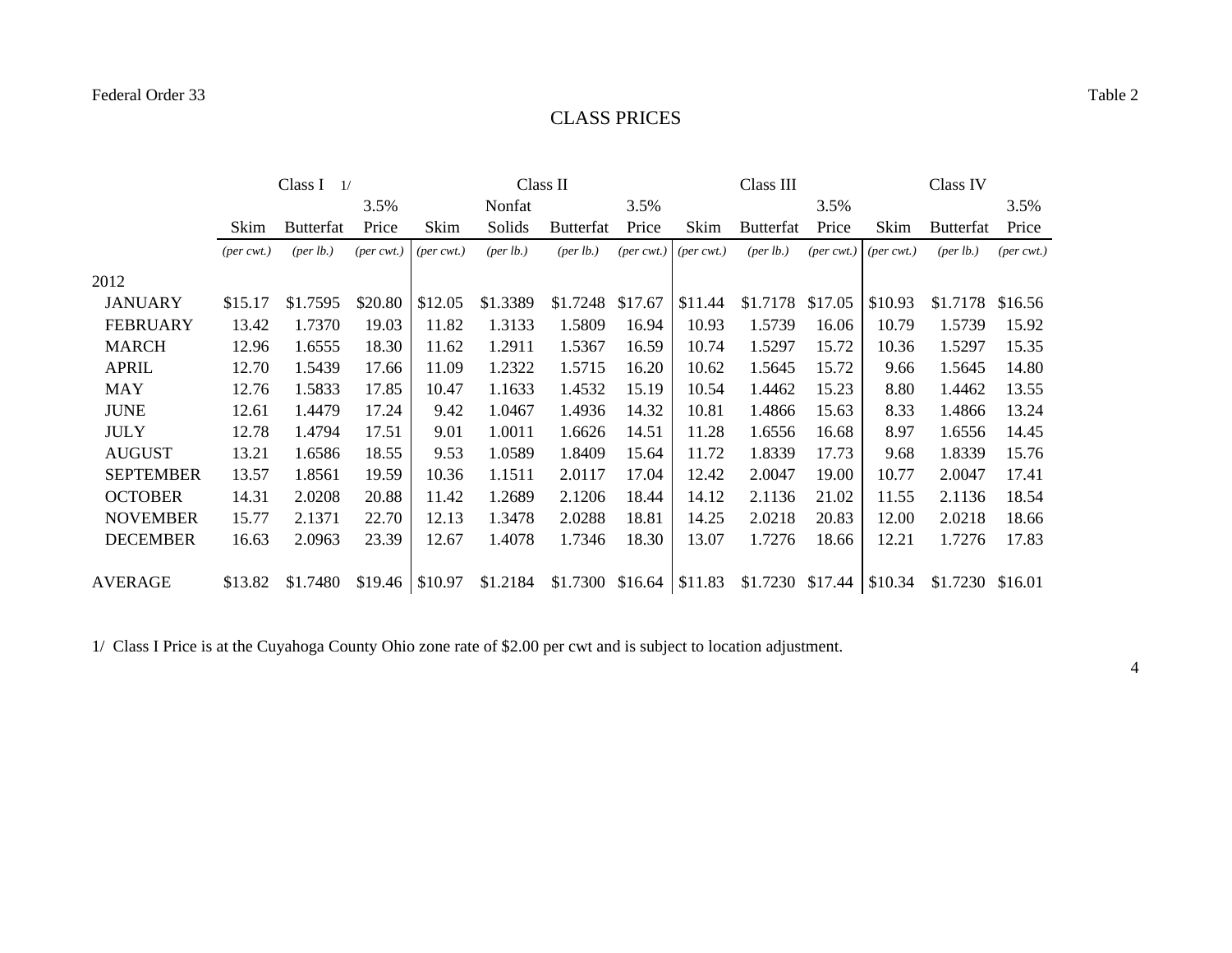Federal Order 33 Table 2

# CLASS PRICES

| | Class I 1/ | | | Class II | | | | Class III | | | Class IV | | |
|---|---|---|---|---|---|---|---|---|---|---|---|---|---|
| | Skim | Butterfat | 3.5% Price | Skim | Nonfat Solids | Butterfat | 3.5% Price | Skim | Butterfat | 3.5% Price | Skim | Butterfat | 3.5% Price |
| | *(per cwt.)* | *(per lb.)* | *(per cwt.)* | *(per cwt.)* | *(per lb.)* | *(per lb.)* | *(per cwt.)* | *(per cwt.)* | *(per lb.)* | *(per cwt.)* | *(per cwt.)* | *(per lb.)* | *(per cwt.)* |
| 2012 | | | | | | | | | | | | | |
| JANUARY | $15.17 | $1.7595 | $20.80 | $12.05 | $1.3389 | $1.7248 | $17.67 | $11.44 | $1.7178 | $17.05 | $10.93 | $1.7178 | $16.56 |
| FEBRUARY | 13.42 | 1.7370 | 19.03 | 11.82 | 1.3133 | 1.5809 | 16.94 | 10.93 | 1.5739 | 16.06 | 10.79 | 1.5739 | 15.92 |
| MARCH | 12.96 | 1.6555 | 18.30 | 11.62 | 1.2911 | 1.5367 | 16.59 | 10.74 | 1.5297 | 15.72 | 10.36 | 1.5297 | 15.35 |
| APRIL | 12.70 | 1.5439 | 17.66 | 11.09 | 1.2322 | 1.5715 | 16.20 | 10.62 | 1.5645 | 15.72 | 9.66 | 1.5645 | 14.80 |
| MAY | 12.76 | 1.5833 | 17.85 | 10.47 | 1.1633 | 1.4532 | 15.19 | 10.54 | 1.4462 | 15.23 | 8.80 | 1.4462 | 13.55 |
| JUNE | 12.61 | 1.4479 | 17.24 | 9.42 | 1.0467 | 1.4936 | 14.32 | 10.81 | 1.4866 | 15.63 | 8.33 | 1.4866 | 13.24 |
| JULY | 12.78 | 1.4794 | 17.51 | 9.01 | 1.0011 | 1.6626 | 14.51 | 11.28 | 1.6556 | 16.68 | 8.97 | 1.6556 | 14.45 |
| AUGUST | 13.21 | 1.6586 | 18.55 | 9.53 | 1.0589 | 1.8409 | 15.64 | 11.72 | 1.8339 | 17.73 | 9.68 | 1.8339 | 15.76 |
| SEPTEMBER | 13.57 | 1.8561 | 19.59 | 10.36 | 1.1511 | 2.0117 | 17.04 | 12.42 | 2.0047 | 19.00 | 10.77 | 2.0047 | 17.41 |
| OCTOBER | 14.31 | 2.0208 | 20.88 | 11.42 | 1.2689 | 2.1206 | 18.44 | 14.12 | 2.1136 | 21.02 | 11.55 | 2.1136 | 18.54 |
| NOVEMBER | 15.77 | 2.1371 | 22.70 | 12.13 | 1.3478 | 2.0288 | 18.81 | 14.25 | 2.0218 | 20.83 | 12.00 | 2.0218 | 18.66 |
| DECEMBER | 16.63 | 2.0963 | 23.39 | 12.67 | 1.4078 | 1.7346 | 18.30 | 13.07 | 1.7276 | 18.66 | 12.21 | 1.7276 | 17.83 |
| AVERAGE | $13.82 | $1.7480 | $19.46 | $10.97 | $1.2184 | $1.7300 | $16.64 | $11.83 | $1.7230 | $17.44 | $10.34 | $1.7230 | $16.01 |

1/ Class I Price is at the Cuyahoga County Ohio zone rate of $2.00 per cwt and is subject to location adjustment.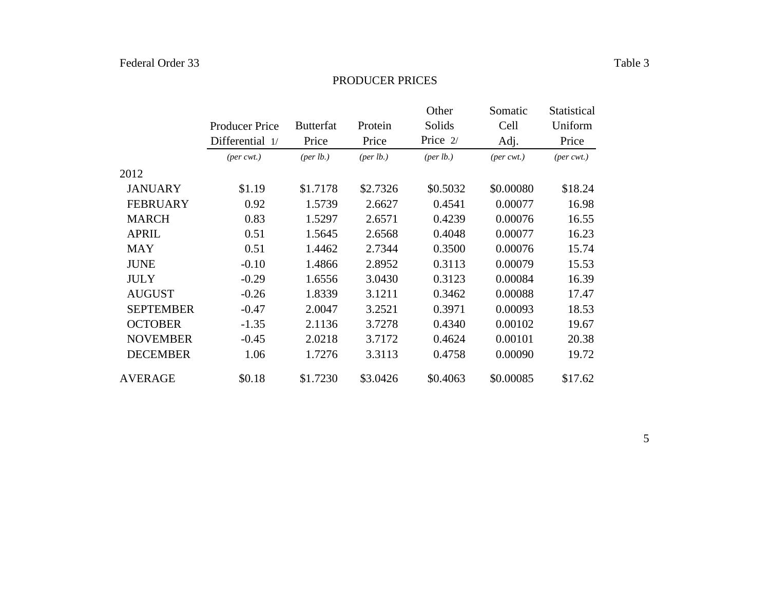Federal Order 33 | Table 3

## PRODUCER PRICES

| | Producer Price Differential 1/ | Butterfat Price | Protein Price | Other Solids Price 2/ | Somatic Cell Adj. | Statistical Uniform Price |
|---|---|---|---|---|---|---|
| | *(per cwt.)* | *(per lb.)* | *(per lb.)* | *(per lb.)* | *(per cwt.)* | *(per cwt.)* |
| 2012 | | | | | | |
| JANUARY | $1.19 | $1.7178 | $2.7326 | $0.5032 | $0.00080 | $18.24 |
| FEBRUARY | 0.92 | 1.5739 | 2.6627 | 0.4541 | 0.00077 | 16.98 |
| MARCH | 0.83 | 1.5297 | 2.6571 | 0.4239 | 0.00076 | 16.55 |
| APRIL | 0.51 | 1.5645 | 2.6568 | 0.4048 | 0.00077 | 16.23 |
| MAY | 0.51 | 1.4462 | 2.7344 | 0.3500 | 0.00076 | 15.74 |
| JUNE | -0.10 | 1.4866 | 2.8952 | 0.3113 | 0.00079 | 15.53 |
| JULY | -0.29 | 1.6556 | 3.0430 | 0.3123 | 0.00084 | 16.39 |
| AUGUST | -0.26 | 1.8339 | 3.1211 | 0.3462 | 0.00088 | 17.47 |
| SEPTEMBER | -0.47 | 2.0047 | 3.2521 | 0.3971 | 0.00093 | 18.53 |
| OCTOBER | -1.35 | 2.1136 | 3.7278 | 0.4340 | 0.00102 | 19.67 |
| NOVEMBER | -0.45 | 2.0218 | 3.7172 | 0.4624 | 0.00101 | 20.38 |
| DECEMBER | 1.06 | 1.7276 | 3.3113 | 0.4758 | 0.00090 | 19.72 |
| AVERAGE | $0.18 | $1.7230 | $3.0426 | $0.4063 | $0.00085 | $17.62 |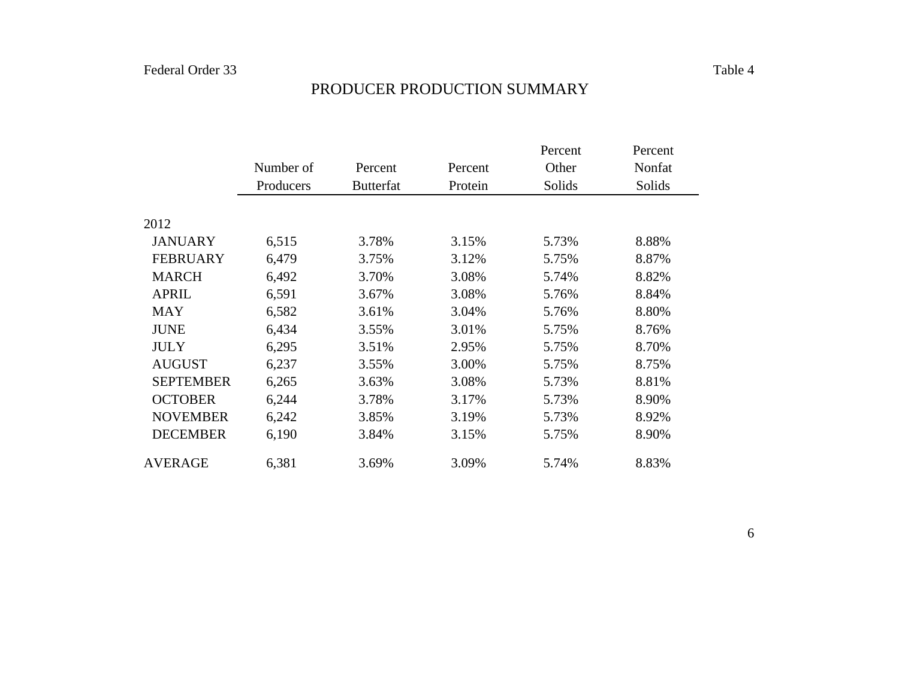Federal Order 33 — Table 4

# PRODUCER PRODUCTION SUMMARY

| | Number of Producers | Percent Butterfat | Percent Protein | Percent Other Solids | Percent Nonfat Solids |
|---|---|---|---|---|---|
| 2012 | | | | | |
| JANUARY | 6,515 | 3.78% | 3.15% | 5.73% | 8.88% |
| FEBRUARY | 6,479 | 3.75% | 3.12% | 5.75% | 8.87% |
| MARCH | 6,492 | 3.70% | 3.08% | 5.74% | 8.82% |
| APRIL | 6,591 | 3.67% | 3.08% | 5.76% | 8.84% |
| MAY | 6,582 | 3.61% | 3.04% | 5.76% | 8.80% |
| JUNE | 6,434 | 3.55% | 3.01% | 5.75% | 8.76% |
| JULY | 6,295 | 3.51% | 2.95% | 5.75% | 8.70% |
| AUGUST | 6,237 | 3.55% | 3.00% | 5.75% | 8.75% |
| SEPTEMBER | 6,265 | 3.63% | 3.08% | 5.73% | 8.81% |
| OCTOBER | 6,244 | 3.78% | 3.17% | 5.73% | 8.90% |
| NOVEMBER | 6,242 | 3.85% | 3.19% | 5.73% | 8.92% |
| DECEMBER | 6,190 | 3.84% | 3.15% | 5.75% | 8.90% |
| AVERAGE | 6,381 | 3.69% | 3.09% | 5.74% | 8.83% |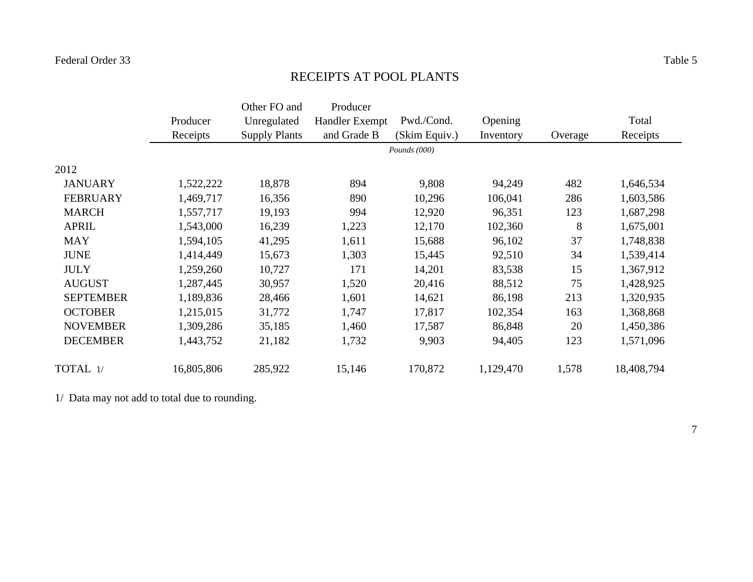Federal Order 33 | Table 5

## RECEIPTS AT POOL PLANTS

| | Producer Receipts | Other FO and Unregulated Supply Plants | Producer Handler Exempt and Grade B | Pwd./Cond. (Skim Equiv.) | Opening Inventory | Overage | Total Receipts |
|---|---|---|---|---|---|---|---|
| | | | | *Pounds (000)* | | | |
| 2012 | | | | | | | |
| JANUARY | 1,522,222 | 18,878 | 894 | 9,808 | 94,249 | 482 | 1,646,534 |
| FEBRUARY | 1,469,717 | 16,356 | 890 | 10,296 | 106,041 | 286 | 1,603,586 |
| MARCH | 1,557,717 | 19,193 | 994 | 12,920 | 96,351 | 123 | 1,687,298 |
| APRIL | 1,543,000 | 16,239 | 1,223 | 12,170 | 102,360 | 8 | 1,675,001 |
| MAY | 1,594,105 | 41,295 | 1,611 | 15,688 | 96,102 | 37 | 1,748,838 |
| JUNE | 1,414,449 | 15,673 | 1,303 | 15,445 | 92,510 | 34 | 1,539,414 |
| JULY | 1,259,260 | 10,727 | 171 | 14,201 | 83,538 | 15 | 1,367,912 |
| AUGUST | 1,287,445 | 30,957 | 1,520 | 20,416 | 88,512 | 75 | 1,428,925 |
| SEPTEMBER | 1,189,836 | 28,466 | 1,601 | 14,621 | 86,198 | 213 | 1,320,935 |
| OCTOBER | 1,215,015 | 31,772 | 1,747 | 17,817 | 102,354 | 163 | 1,368,868 |
| NOVEMBER | 1,309,286 | 35,185 | 1,460 | 17,587 | 86,848 | 20 | 1,450,386 |
| DECEMBER | 1,443,752 | 21,182 | 1,732 | 9,903 | 94,405 | 123 | 1,571,096 |
| TOTAL 1/ | 16,805,806 | 285,922 | 15,146 | 170,872 | 1,129,470 | 1,578 | 18,408,794 |

1/ Data may not add to total due to rounding.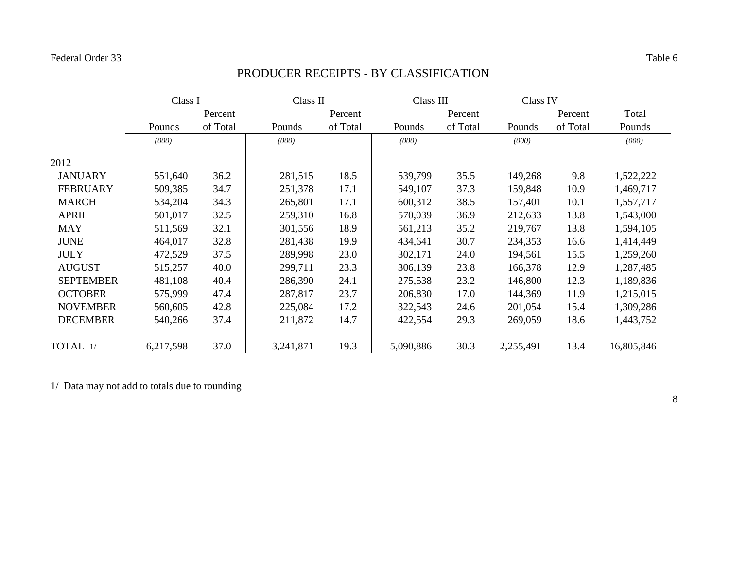Federal Order 33 Table 6

# PRODUCER RECEIPTS - BY CLASSIFICATION

| | Class I | | Class II | | Class III | | Class IV | | |
|---|---|---|---|---|---|---|---|---|---|
| | Pounds | Percent of Total | Pounds | Percent of Total | Pounds | Percent of Total | Pounds | Percent of Total | Total Pounds |
| | *(000)* | | *(000)* | | *(000)* | | *(000)* | | *(000)* |
| 2012 | | | | | | | | | |
| JANUARY | 551,640 | 36.2 | 281,515 | 18.5 | 539,799 | 35.5 | 149,268 | 9.8 | 1,522,222 |
| FEBRUARY | 509,385 | 34.7 | 251,378 | 17.1 | 549,107 | 37.3 | 159,848 | 10.9 | 1,469,717 |
| MARCH | 534,204 | 34.3 | 265,801 | 17.1 | 600,312 | 38.5 | 157,401 | 10.1 | 1,557,717 |
| APRIL | 501,017 | 32.5 | 259,310 | 16.8 | 570,039 | 36.9 | 212,633 | 13.8 | 1,543,000 |
| MAY | 511,569 | 32.1 | 301,556 | 18.9 | 561,213 | 35.2 | 219,767 | 13.8 | 1,594,105 |
| JUNE | 464,017 | 32.8 | 281,438 | 19.9 | 434,641 | 30.7 | 234,353 | 16.6 | 1,414,449 |
| JULY | 472,529 | 37.5 | 289,998 | 23.0 | 302,171 | 24.0 | 194,561 | 15.5 | 1,259,260 |
| AUGUST | 515,257 | 40.0 | 299,711 | 23.3 | 306,139 | 23.8 | 166,378 | 12.9 | 1,287,485 |
| SEPTEMBER | 481,108 | 40.4 | 286,390 | 24.1 | 275,538 | 23.2 | 146,800 | 12.3 | 1,189,836 |
| OCTOBER | 575,999 | 47.4 | 287,817 | 23.7 | 206,830 | 17.0 | 144,369 | 11.9 | 1,215,015 |
| NOVEMBER | 560,605 | 42.8 | 225,084 | 17.2 | 322,543 | 24.6 | 201,054 | 15.4 | 1,309,286 |
| DECEMBER | 540,266 | 37.4 | 211,872 | 14.7 | 422,554 | 29.3 | 269,059 | 18.6 | 1,443,752 |
| TOTAL 1/ | 6,217,598 | 37.0 | 3,241,871 | 19.3 | 5,090,886 | 30.3 | 2,255,491 | 13.4 | 16,805,846 |

1/ Data may not add to totals due to rounding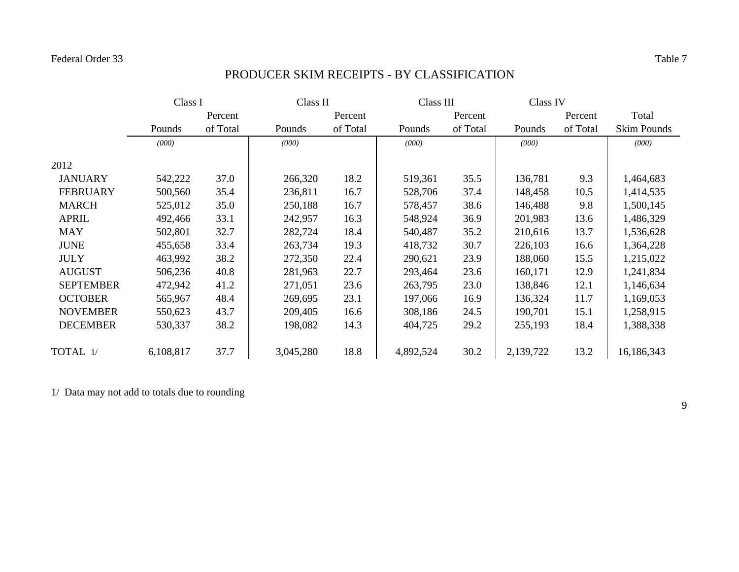Federal Order 33 — Table 7

# PRODUCER SKIM RECEIPTS - BY CLASSIFICATION

| | Class I | | Class II | | Class III | | Class IV | | |
|---|---|---|---|---|---|---|---|---|---|
| | Pounds | Percent of Total | Pounds | Percent of Total | Pounds | Percent of Total | Pounds | Percent of Total | Total Skim Pounds |
| | *(000)* | | *(000)* | | *(000)* | | *(000)* | | *(000)* |
| 2012 | | | | | | | | | |
| JANUARY | 542,222 | 37.0 | 266,320 | 18.2 | 519,361 | 35.5 | 136,781 | 9.3 | 1,464,683 |
| FEBRUARY | 500,560 | 35.4 | 236,811 | 16.7 | 528,706 | 37.4 | 148,458 | 10.5 | 1,414,535 |
| MARCH | 525,012 | 35.0 | 250,188 | 16.7 | 578,457 | 38.6 | 146,488 | 9.8 | 1,500,145 |
| APRIL | 492,466 | 33.1 | 242,957 | 16.3 | 548,924 | 36.9 | 201,983 | 13.6 | 1,486,329 |
| MAY | 502,801 | 32.7 | 282,724 | 18.4 | 540,487 | 35.2 | 210,616 | 13.7 | 1,536,628 |
| JUNE | 455,658 | 33.4 | 263,734 | 19.3 | 418,732 | 30.7 | 226,103 | 16.6 | 1,364,228 |
| JULY | 463,992 | 38.2 | 272,350 | 22.4 | 290,621 | 23.9 | 188,060 | 15.5 | 1,215,022 |
| AUGUST | 506,236 | 40.8 | 281,963 | 22.7 | 293,464 | 23.6 | 160,171 | 12.9 | 1,241,834 |
| SEPTEMBER | 472,942 | 41.2 | 271,051 | 23.6 | 263,795 | 23.0 | 138,846 | 12.1 | 1,146,634 |
| OCTOBER | 565,967 | 48.4 | 269,695 | 23.1 | 197,066 | 16.9 | 136,324 | 11.7 | 1,169,053 |
| NOVEMBER | 550,623 | 43.7 | 209,405 | 16.6 | 308,186 | 24.5 | 190,701 | 15.1 | 1,258,915 |
| DECEMBER | 530,337 | 38.2 | 198,082 | 14.3 | 404,725 | 29.2 | 255,193 | 18.4 | 1,388,338 |
| TOTAL 1/ | 6,108,817 | 37.7 | 3,045,280 | 18.8 | 4,892,524 | 30.2 | 2,139,722 | 13.2 | 16,186,343 |

1/ Data may not add to totals due to rounding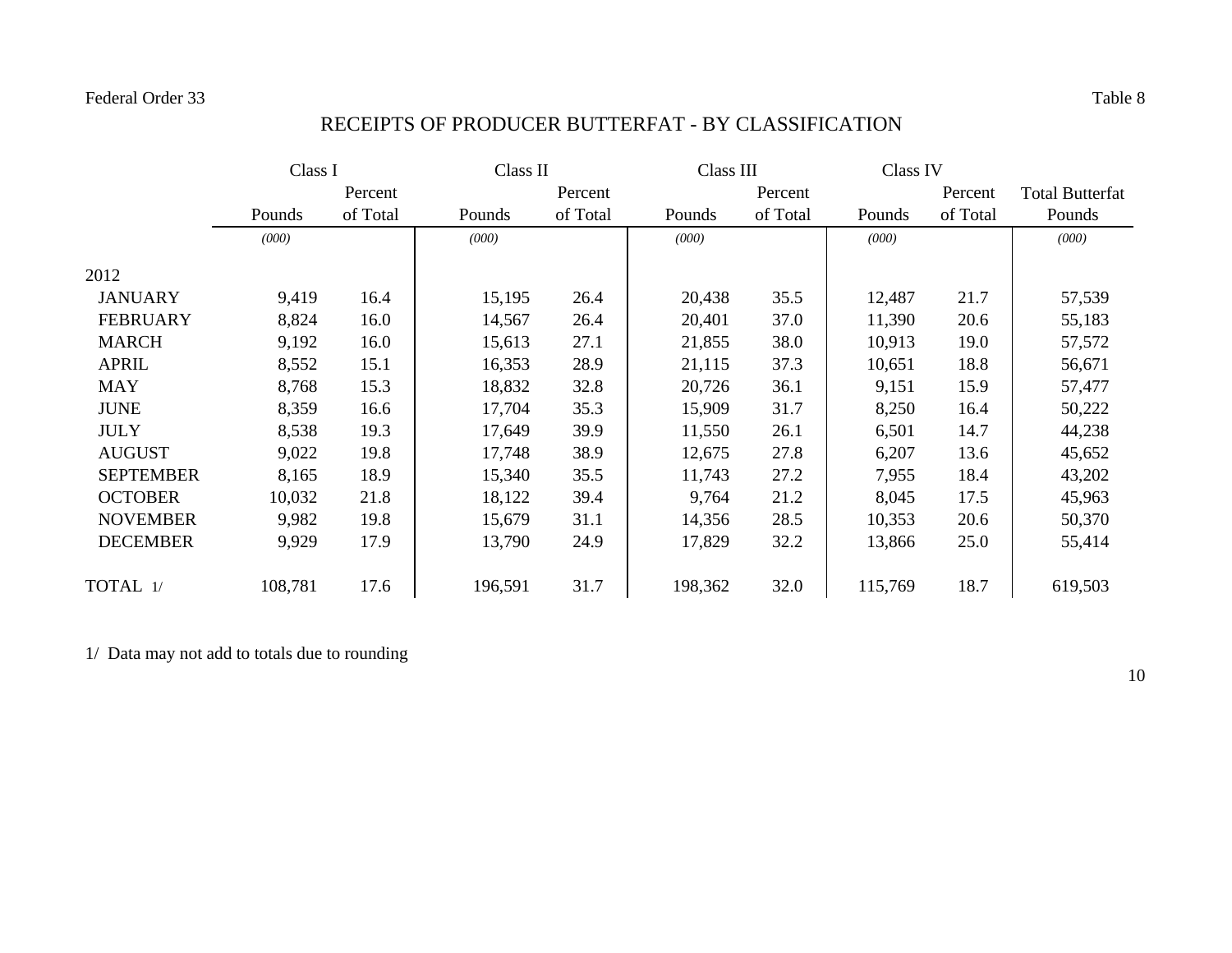Federal Order 33

Table 8

# RECEIPTS OF PRODUCER BUTTERFAT - BY CLASSIFICATION

| | Class I | | Class II | | Class III | | Class IV | | |
|---|---|---|---|---|---|---|---|---|---|
| | Pounds | Percent of Total | Pounds | Percent of Total | Pounds | Percent of Total | Pounds | Percent of Total | Total Butterfat Pounds |
| | *(000)* | | *(000)* | | *(000)* | | *(000)* | | *(000)* |
| 2012 | | | | | | | | | |
| JANUARY | 9,419 | 16.4 | 15,195 | 26.4 | 20,438 | 35.5 | 12,487 | 21.7 | 57,539 |
| FEBRUARY | 8,824 | 16.0 | 14,567 | 26.4 | 20,401 | 37.0 | 11,390 | 20.6 | 55,183 |
| MARCH | 9,192 | 16.0 | 15,613 | 27.1 | 21,855 | 38.0 | 10,913 | 19.0 | 57,572 |
| APRIL | 8,552 | 15.1 | 16,353 | 28.9 | 21,115 | 37.3 | 10,651 | 18.8 | 56,671 |
| MAY | 8,768 | 15.3 | 18,832 | 32.8 | 20,726 | 36.1 | 9,151 | 15.9 | 57,477 |
| JUNE | 8,359 | 16.6 | 17,704 | 35.3 | 15,909 | 31.7 | 8,250 | 16.4 | 50,222 |
| JULY | 8,538 | 19.3 | 17,649 | 39.9 | 11,550 | 26.1 | 6,501 | 14.7 | 44,238 |
| AUGUST | 9,022 | 19.8 | 17,748 | 38.9 | 12,675 | 27.8 | 6,207 | 13.6 | 45,652 |
| SEPTEMBER | 8,165 | 18.9 | 15,340 | 35.5 | 11,743 | 27.2 | 7,955 | 18.4 | 43,202 |
| OCTOBER | 10,032 | 21.8 | 18,122 | 39.4 | 9,764 | 21.2 | 8,045 | 17.5 | 45,963 |
| NOVEMBER | 9,982 | 19.8 | 15,679 | 31.1 | 14,356 | 28.5 | 10,353 | 20.6 | 50,370 |
| DECEMBER | 9,929 | 17.9 | 13,790 | 24.9 | 17,829 | 32.2 | 13,866 | 25.0 | 55,414 |
| TOTAL 1/ | 108,781 | 17.6 | 196,591 | 31.7 | 198,362 | 32.0 | 115,769 | 18.7 | 619,503 |

1/ Data may not add to totals due to rounding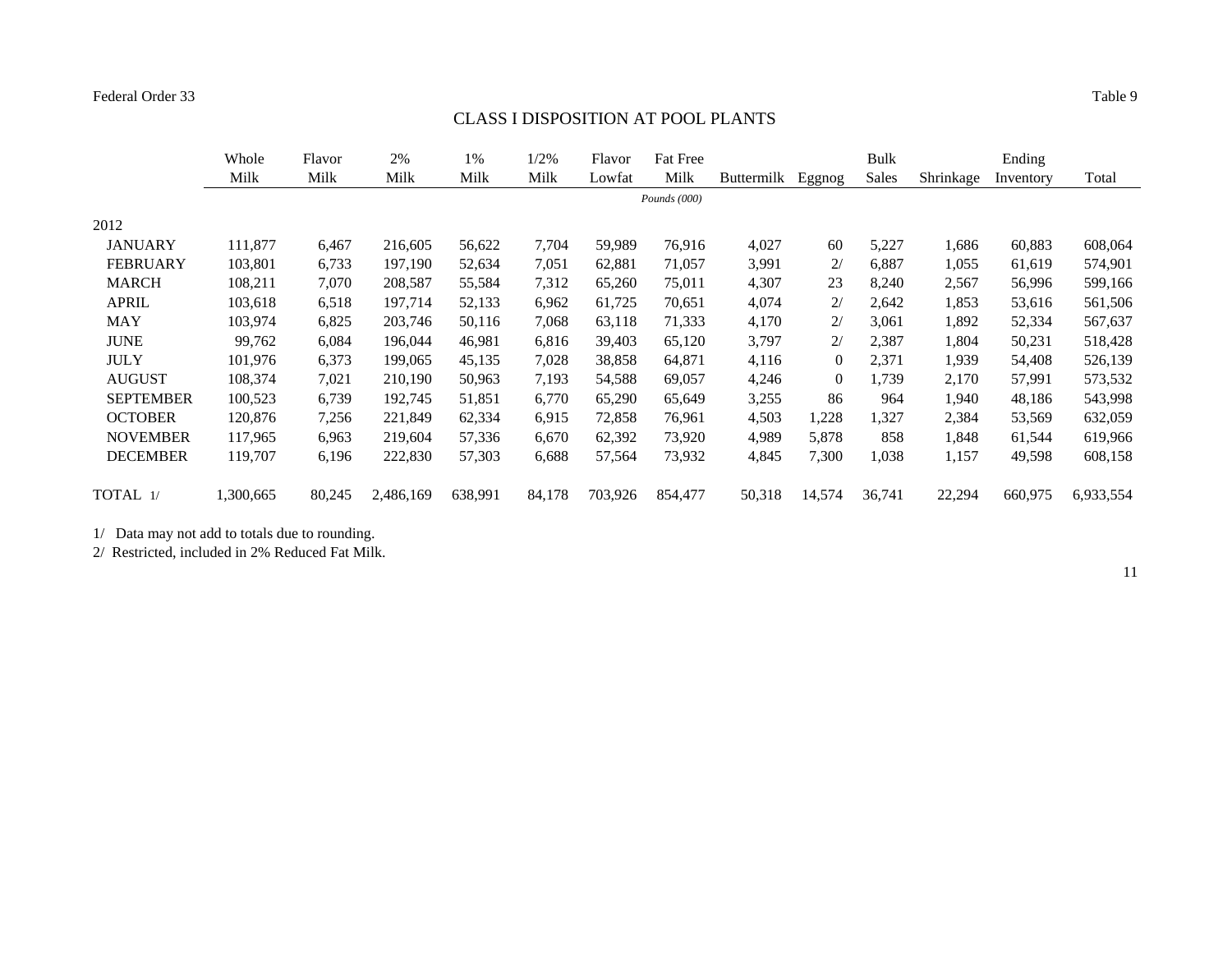Federal Order 33 Table 9

## CLASS I DISPOSITION AT POOL PLANTS

| | Whole Milk | Flavor Milk | 2% Milk | 1% Milk | 1/2% Milk | Flavor Lowfat | Fat Free Milk | Buttermilk | Eggnog | Bulk Sales | Shrinkage | Ending Inventory | Total |
|---|---|---|---|---|---|---|---|---|---|---|---|---|---|
| | | | | | | | *Pounds (000)* | | | | | | |
| 2012 | | | | | | | | | | | | | |
| JANUARY | 111,877 | 6,467 | 216,605 | 56,622 | 7,704 | 59,989 | 76,916 | 4,027 | 60 | 5,227 | 1,686 | 60,883 | 608,064 |
| FEBRUARY | 103,801 | 6,733 | 197,190 | 52,634 | 7,051 | 62,881 | 71,057 | 3,991 | 2/ | 6,887 | 1,055 | 61,619 | 574,901 |
| MARCH | 108,211 | 7,070 | 208,587 | 55,584 | 7,312 | 65,260 | 75,011 | 4,307 | 23 | 8,240 | 2,567 | 56,996 | 599,166 |
| APRIL | 103,618 | 6,518 | 197,714 | 52,133 | 6,962 | 61,725 | 70,651 | 4,074 | 2/ | 2,642 | 1,853 | 53,616 | 561,506 |
| MAY | 103,974 | 6,825 | 203,746 | 50,116 | 7,068 | 63,118 | 71,333 | 4,170 | 2/ | 3,061 | 1,892 | 52,334 | 567,637 |
| JUNE | 99,762 | 6,084 | 196,044 | 46,981 | 6,816 | 39,403 | 65,120 | 3,797 | 2/ | 2,387 | 1,804 | 50,231 | 518,428 |
| JULY | 101,976 | 6,373 | 199,065 | 45,135 | 7,028 | 38,858 | 64,871 | 4,116 | 0 | 2,371 | 1,939 | 54,408 | 526,139 |
| AUGUST | 108,374 | 7,021 | 210,190 | 50,963 | 7,193 | 54,588 | 69,057 | 4,246 | 0 | 1,739 | 2,170 | 57,991 | 573,532 |
| SEPTEMBER | 100,523 | 6,739 | 192,745 | 51,851 | 6,770 | 65,290 | 65,649 | 3,255 | 86 | 964 | 1,940 | 48,186 | 543,998 |
| OCTOBER | 120,876 | 7,256 | 221,849 | 62,334 | 6,915 | 72,858 | 76,961 | 4,503 | 1,228 | 1,327 | 2,384 | 53,569 | 632,059 |
| NOVEMBER | 117,965 | 6,963 | 219,604 | 57,336 | 6,670 | 62,392 | 73,920 | 4,989 | 5,878 | 858 | 1,848 | 61,544 | 619,966 |
| DECEMBER | 119,707 | 6,196 | 222,830 | 57,303 | 6,688 | 57,564 | 73,932 | 4,845 | 7,300 | 1,038 | 1,157 | 49,598 | 608,158 |
| TOTAL 1/ | 1,300,665 | 80,245 | 2,486,169 | 638,991 | 84,178 | 703,926 | 854,477 | 50,318 | 14,574 | 36,741 | 22,294 | 660,975 | 6,933,554 |

1/ Data may not add to totals due to rounding.

2/ Restricted, included in 2% Reduced Fat Milk.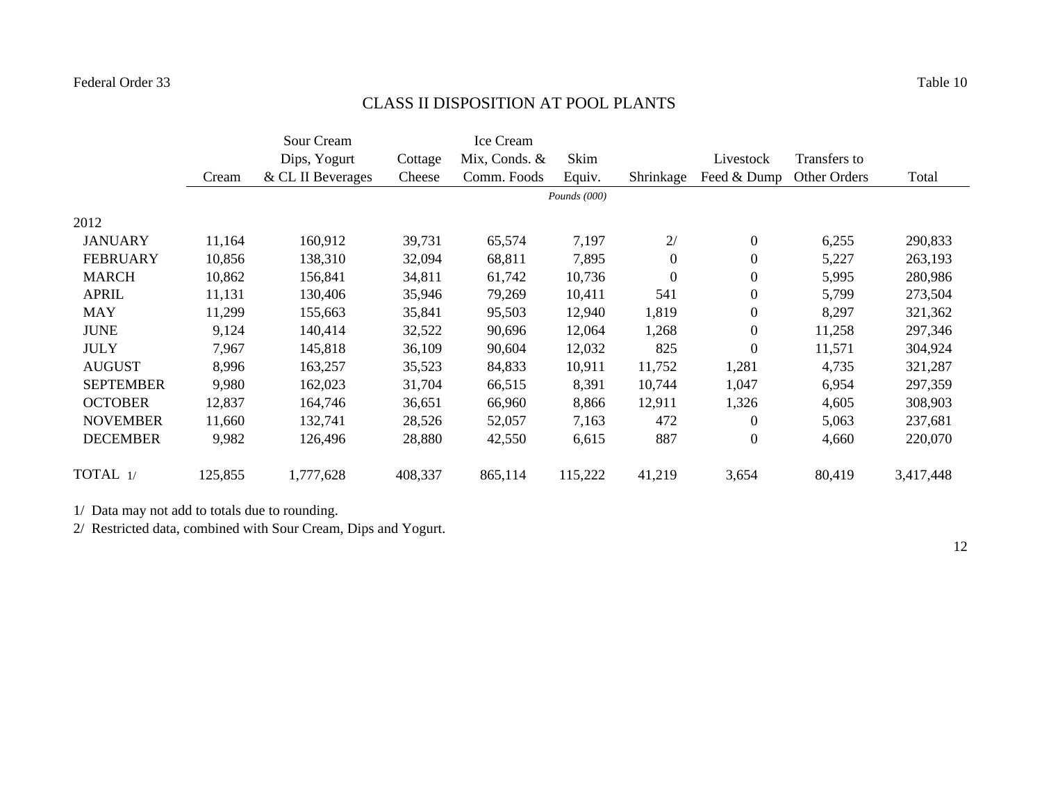Federal Order 33 Table 10

# CLASS II DISPOSITION AT POOL PLANTS

| | Cream | Sour Cream Dips, Yogurt & CL II Beverages | Cottage Cheese | Ice Cream Mix, Conds. & Comm. Foods | Skim Equiv. | Shrinkage | Livestock Feed & Dump | Transfers to Other Orders | Total |
|---|---|---|---|---|---|---|---|---|---|
| | | | | | *Pounds (000)* | | | | |
| 2012 | | | | | | | | | |
| JANUARY | 11,164 | 160,912 | 39,731 | 65,574 | 7,197 | 2/ | 0 | 6,255 | 290,833 |
| FEBRUARY | 10,856 | 138,310 | 32,094 | 68,811 | 7,895 | 0 | 0 | 5,227 | 263,193 |
| MARCH | 10,862 | 156,841 | 34,811 | 61,742 | 10,736 | 0 | 0 | 5,995 | 280,986 |
| APRIL | 11,131 | 130,406 | 35,946 | 79,269 | 10,411 | 541 | 0 | 5,799 | 273,504 |
| MAY | 11,299 | 155,663 | 35,841 | 95,503 | 12,940 | 1,819 | 0 | 8,297 | 321,362 |
| JUNE | 9,124 | 140,414 | 32,522 | 90,696 | 12,064 | 1,268 | 0 | 11,258 | 297,346 |
| JULY | 7,967 | 145,818 | 36,109 | 90,604 | 12,032 | 825 | 0 | 11,571 | 304,924 |
| AUGUST | 8,996 | 163,257 | 35,523 | 84,833 | 10,911 | 11,752 | 1,281 | 4,735 | 321,287 |
| SEPTEMBER | 9,980 | 162,023 | 31,704 | 66,515 | 8,391 | 10,744 | 1,047 | 6,954 | 297,359 |
| OCTOBER | 12,837 | 164,746 | 36,651 | 66,960 | 8,866 | 12,911 | 1,326 | 4,605 | 308,903 |
| NOVEMBER | 11,660 | 132,741 | 28,526 | 52,057 | 7,163 | 472 | 0 | 5,063 | 237,681 |
| DECEMBER | 9,982 | 126,496 | 28,880 | 42,550 | 6,615 | 887 | 0 | 4,660 | 220,070 |
| TOTAL 1/ | 125,855 | 1,777,628 | 408,337 | 865,114 | 115,222 | 41,219 | 3,654 | 80,419 | 3,417,448 |

1/ Data may not add to totals due to rounding.

2/ Restricted data, combined with Sour Cream, Dips and Yogurt.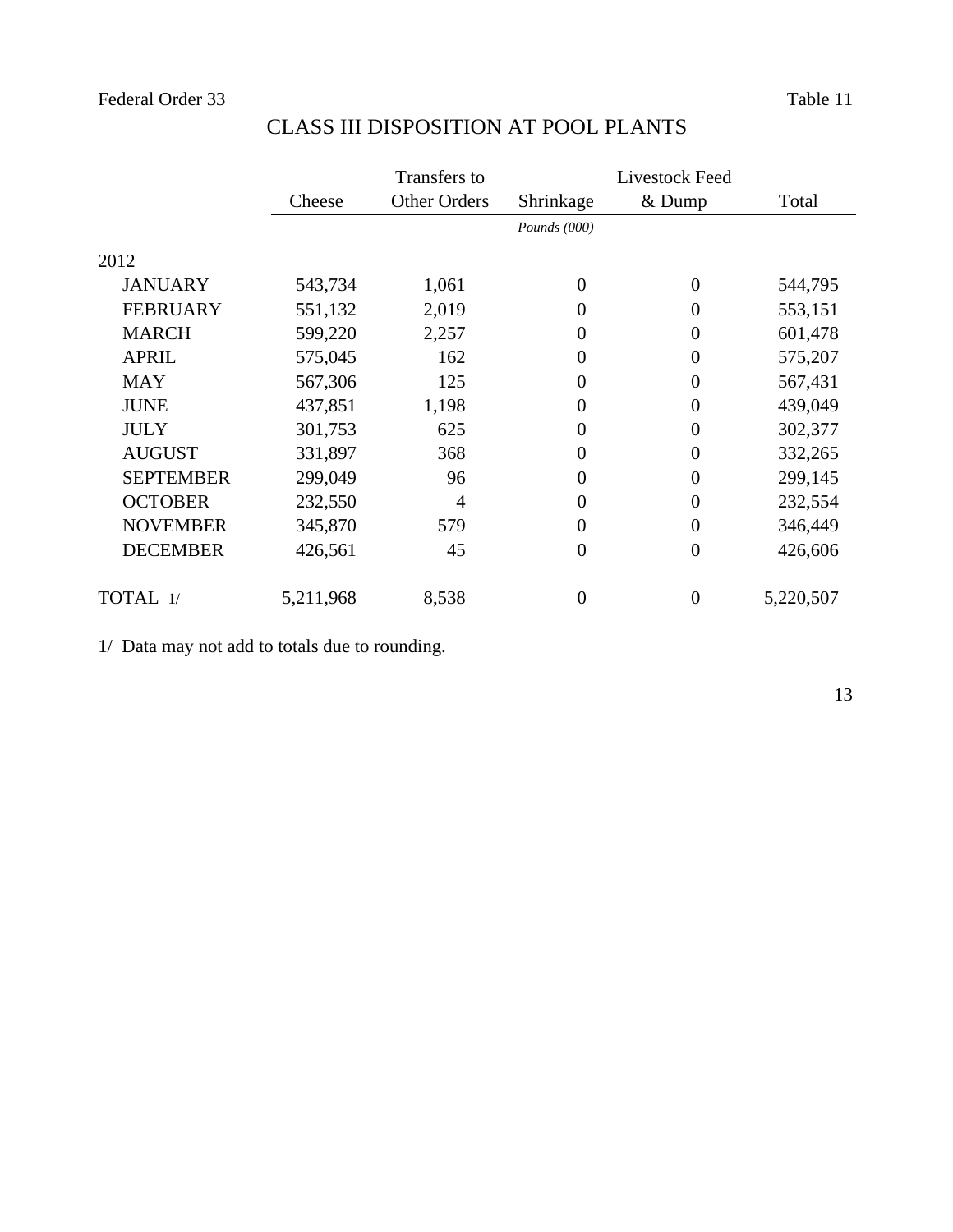Federal Order 33 Table 11

# CLASS III DISPOSITION AT POOL PLANTS

| | Cheese | Transfers to Other Orders | Shrinkage | Livestock Feed & Dump | Total |
|---|---|---|---|---|---|
| | | | *Pounds (000)* | | |
| 2012 | | | | | |
| JANUARY | 543,734 | 1,061 | 0 | 0 | 544,795 |
| FEBRUARY | 551,132 | 2,019 | 0 | 0 | 553,151 |
| MARCH | 599,220 | 2,257 | 0 | 0 | 601,478 |
| APRIL | 575,045 | 162 | 0 | 0 | 575,207 |
| MAY | 567,306 | 125 | 0 | 0 | 567,431 |
| JUNE | 437,851 | 1,198 | 0 | 0 | 439,049 |
| JULY | 301,753 | 625 | 0 | 0 | 302,377 |
| AUGUST | 331,897 | 368 | 0 | 0 | 332,265 |
| SEPTEMBER | 299,049 | 96 | 0 | 0 | 299,145 |
| OCTOBER | 232,550 | 4 | 0 | 0 | 232,554 |
| NOVEMBER | 345,870 | 579 | 0 | 0 | 346,449 |
| DECEMBER | 426,561 | 45 | 0 | 0 | 426,606 |
| TOTAL 1/ | 5,211,968 | 8,538 | 0 | 0 | 5,220,507 |

1/ Data may not add to totals due to rounding.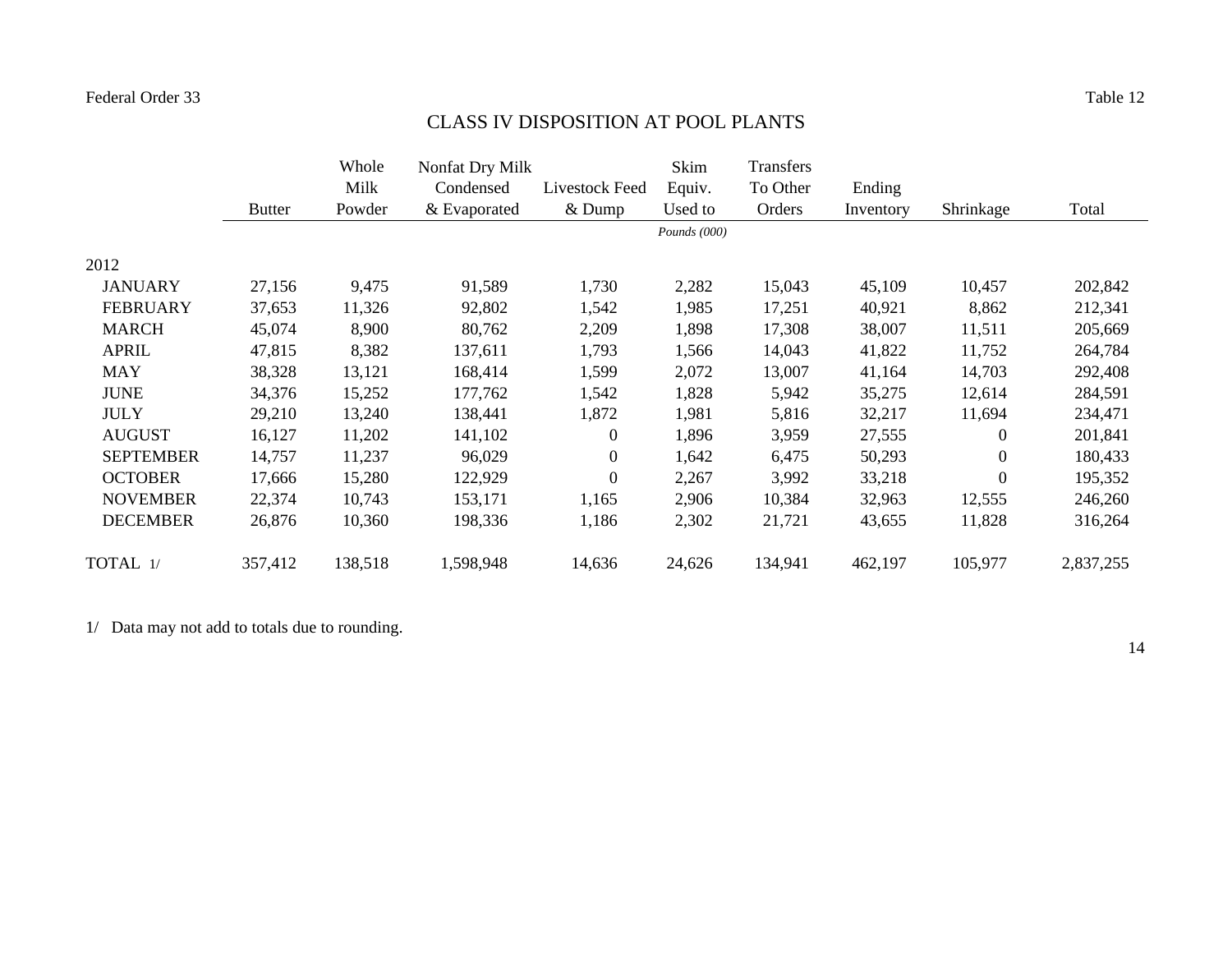Federal Order 33 Table 12

# CLASS IV DISPOSITION AT POOL PLANTS

| | Butter | Whole Milk Powder | Nonfat Dry Milk Condensed & Evaporated | Livestock Feed & Dump | Skim Equiv. Used to | Transfers To Other Orders | Ending Inventory | Shrinkage | Total |
|---|---|---|---|---|---|---|---|---|---|
| | | | | | *Pounds (000)* | | | | |
| 2012 | | | | | | | | | |
| JANUARY | 27,156 | 9,475 | 91,589 | 1,730 | 2,282 | 15,043 | 45,109 | 10,457 | 202,842 |
| FEBRUARY | 37,653 | 11,326 | 92,802 | 1,542 | 1,985 | 17,251 | 40,921 | 8,862 | 212,341 |
| MARCH | 45,074 | 8,900 | 80,762 | 2,209 | 1,898 | 17,308 | 38,007 | 11,511 | 205,669 |
| APRIL | 47,815 | 8,382 | 137,611 | 1,793 | 1,566 | 14,043 | 41,822 | 11,752 | 264,784 |
| MAY | 38,328 | 13,121 | 168,414 | 1,599 | 2,072 | 13,007 | 41,164 | 14,703 | 292,408 |
| JUNE | 34,376 | 15,252 | 177,762 | 1,542 | 1,828 | 5,942 | 35,275 | 12,614 | 284,591 |
| JULY | 29,210 | 13,240 | 138,441 | 1,872 | 1,981 | 5,816 | 32,217 | 11,694 | 234,471 |
| AUGUST | 16,127 | 11,202 | 141,102 | 0 | 1,896 | 3,959 | 27,555 | 0 | 201,841 |
| SEPTEMBER | 14,757 | 11,237 | 96,029 | 0 | 1,642 | 6,475 | 50,293 | 0 | 180,433 |
| OCTOBER | 17,666 | 15,280 | 122,929 | 0 | 2,267 | 3,992 | 33,218 | 0 | 195,352 |
| NOVEMBER | 22,374 | 10,743 | 153,171 | 1,165 | 2,906 | 10,384 | 32,963 | 12,555 | 246,260 |
| DECEMBER | 26,876 | 10,360 | 198,336 | 1,186 | 2,302 | 21,721 | 43,655 | 11,828 | 316,264 |
| TOTAL 1/ | 357,412 | 138,518 | 1,598,948 | 14,636 | 24,626 | 134,941 | 462,197 | 105,977 | 2,837,255 |

1/ Data may not add to totals due to rounding.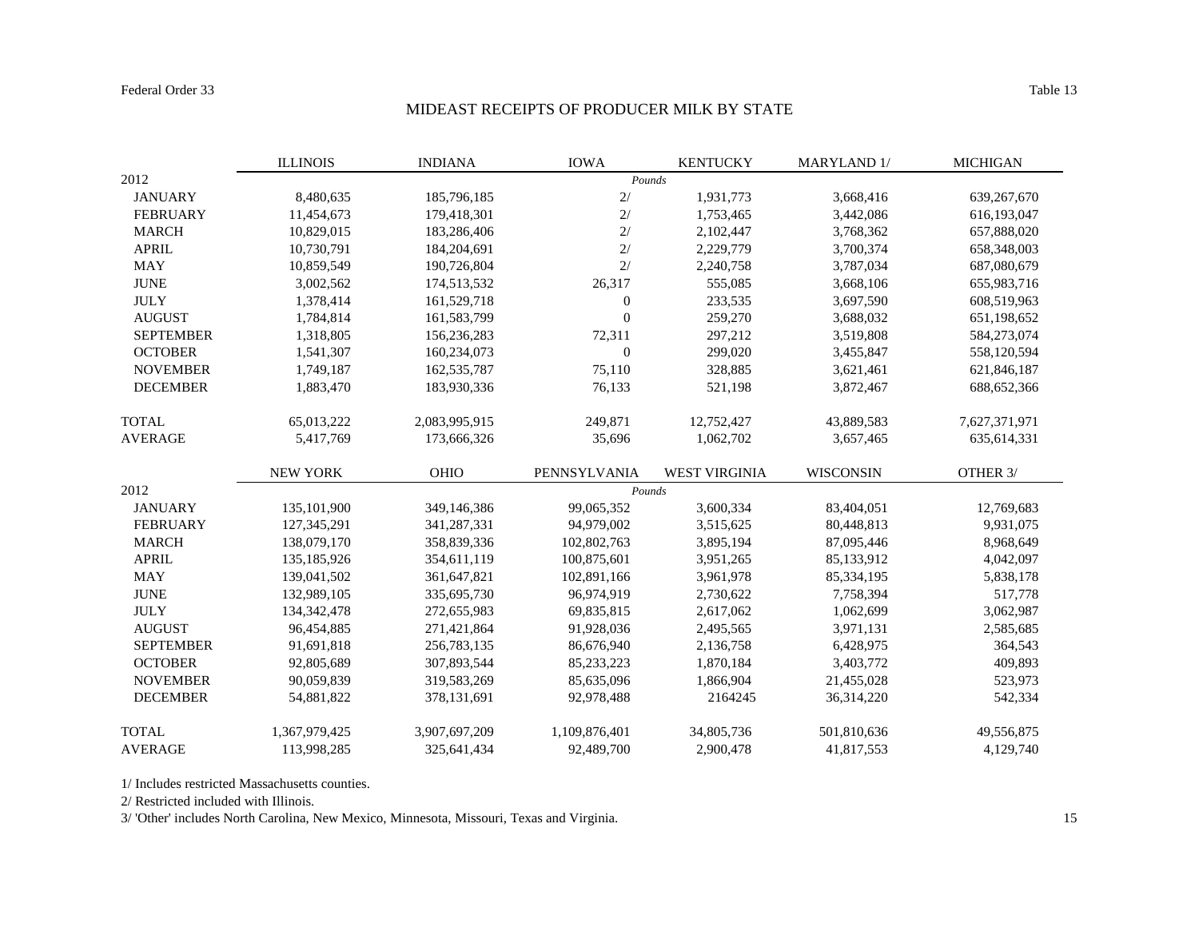Federal Order 33 Table 13

## MIDEAST RECEIPTS OF PRODUCER MILK BY STATE

| 2012 | ILLINOIS | INDIANA | IOWA | KENTUCKY | MARYLAND 1/ | MICHIGAN |
|---|---|---|---|---|---|---|
| | | | *Pounds* | | | |
| JANUARY | 8,480,635 | 185,796,185 | 2/ | 1,931,773 | 3,668,416 | 639,267,670 |
| FEBRUARY | 11,454,673 | 179,418,301 | 2/ | 1,753,465 | 3,442,086 | 616,193,047 |
| MARCH | 10,829,015 | 183,286,406 | 2/ | 2,102,447 | 3,768,362 | 657,888,020 |
| APRIL | 10,730,791 | 184,204,691 | 2/ | 2,229,779 | 3,700,374 | 658,348,003 |
| MAY | 10,859,549 | 190,726,804 | 2/ | 2,240,758 | 3,787,034 | 687,080,679 |
| JUNE | 3,002,562 | 174,513,532 | 26,317 | 555,085 | 3,668,106 | 655,983,716 |
| JULY | 1,378,414 | 161,529,718 | 0 | 233,535 | 3,697,590 | 608,519,963 |
| AUGUST | 1,784,814 | 161,583,799 | 0 | 259,270 | 3,688,032 | 651,198,652 |
| SEPTEMBER | 1,318,805 | 156,236,283 | 72,311 | 297,212 | 3,519,808 | 584,273,074 |
| OCTOBER | 1,541,307 | 160,234,073 | 0 | 299,020 | 3,455,847 | 558,120,594 |
| NOVEMBER | 1,749,187 | 162,535,787 | 75,110 | 328,885 | 3,621,461 | 621,846,187 |
| DECEMBER | 1,883,470 | 183,930,336 | 76,133 | 521,198 | 3,872,467 | 688,652,366 |
| TOTAL | 65,013,222 | 2,083,995,915 | 249,871 | 12,752,427 | 43,889,583 | 7,627,371,971 |
| AVERAGE | 5,417,769 | 173,666,326 | 35,696 | 1,062,702 | 3,657,465 | 635,614,331 |

| 2012 | NEW YORK | OHIO | PENNSYLVANIA | WEST VIRGINIA | WISCONSIN | OTHER 3/ |
|---|---|---|---|---|---|---|
| | | | *Pounds* | | | |
| JANUARY | 135,101,900 | 349,146,386 | 99,065,352 | 3,600,334 | 83,404,051 | 12,769,683 |
| FEBRUARY | 127,345,291 | 341,287,331 | 94,979,002 | 3,515,625 | 80,448,813 | 9,931,075 |
| MARCH | 138,079,170 | 358,839,336 | 102,802,763 | 3,895,194 | 87,095,446 | 8,968,649 |
| APRIL | 135,185,926 | 354,611,119 | 100,875,601 | 3,951,265 | 85,133,912 | 4,042,097 |
| MAY | 139,041,502 | 361,647,821 | 102,891,166 | 3,961,978 | 85,334,195 | 5,838,178 |
| JUNE | 132,989,105 | 335,695,730 | 96,974,919 | 2,730,622 | 7,758,394 | 517,778 |
| JULY | 134,342,478 | 272,655,983 | 69,835,815 | 2,617,062 | 1,062,699 | 3,062,987 |
| AUGUST | 96,454,885 | 271,421,864 | 91,928,036 | 2,495,565 | 3,971,131 | 2,585,685 |
| SEPTEMBER | 91,691,818 | 256,783,135 | 86,676,940 | 2,136,758 | 6,428,975 | 364,543 |
| OCTOBER | 92,805,689 | 307,893,544 | 85,233,223 | 1,870,184 | 3,403,772 | 409,893 |
| NOVEMBER | 90,059,839 | 319,583,269 | 85,635,096 | 1,866,904 | 21,455,028 | 523,973 |
| DECEMBER | 54,881,822 | 378,131,691 | 92,978,488 | 2164245 | 36,314,220 | 542,334 |
| TOTAL | 1,367,979,425 | 3,907,697,209 | 1,109,876,401 | 34,805,736 | 501,810,636 | 49,556,875 |
| AVERAGE | 113,998,285 | 325,641,434 | 92,489,700 | 2,900,478 | 41,817,553 | 4,129,740 |

1/ Includes restricted Massachusetts counties.

2/ Restricted included with Illinois.

3/ 'Other' includes North Carolina, New Mexico, Minnesota, Missouri, Texas and Virginia.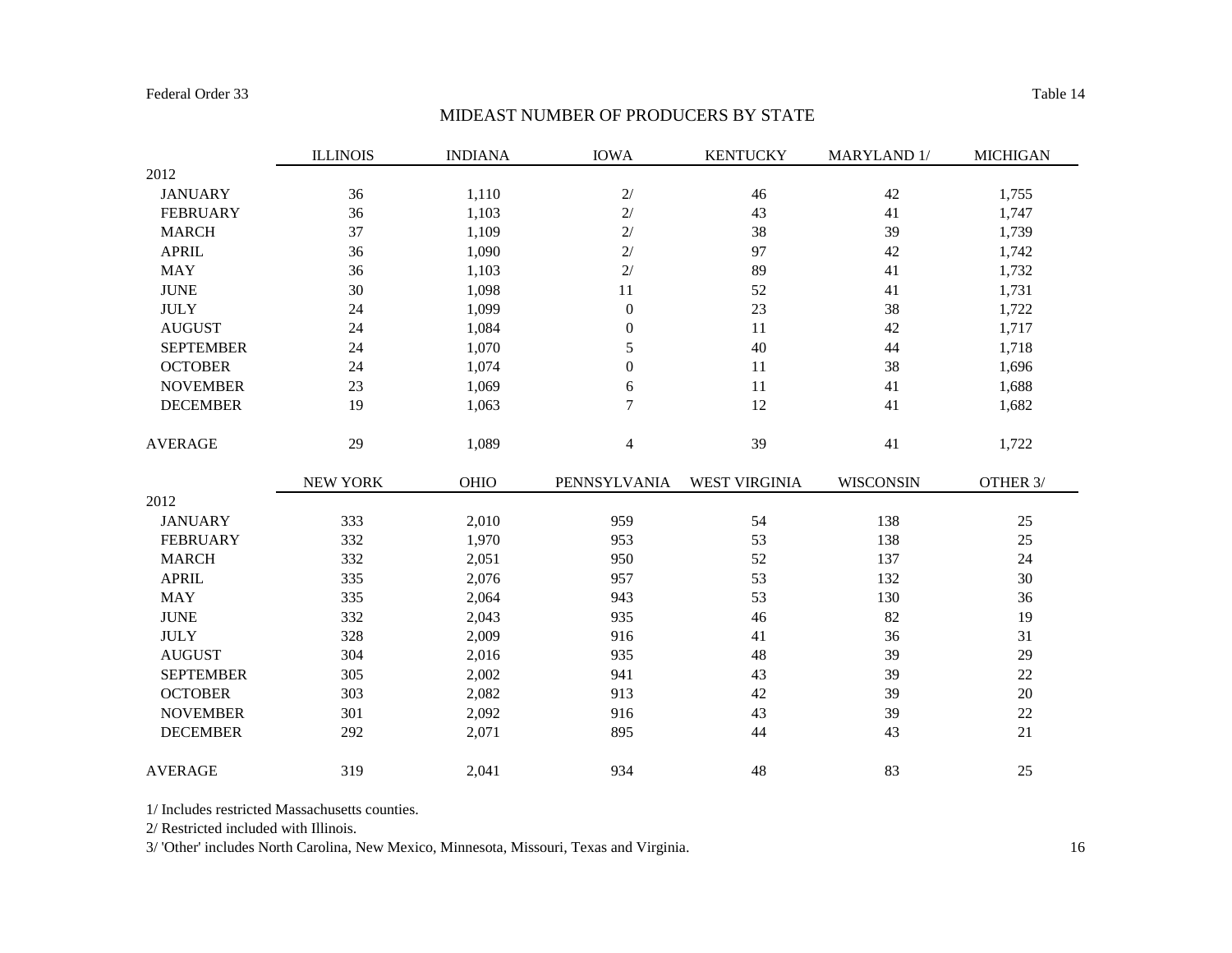Federal Order 33 — Table 14

# MIDEAST NUMBER OF PRODUCERS BY STATE

|  | ILLINOIS | INDIANA | IOWA | KENTUCKY | MARYLAND 1/ | MICHIGAN |
|---|---|---|---|---|---|---|
| 2012 | | | | | | |
| JANUARY | 36 | 1,110 | 2/ | 46 | 42 | 1,755 |
| FEBRUARY | 36 | 1,103 | 2/ | 43 | 41 | 1,747 |
| MARCH | 37 | 1,109 | 2/ | 38 | 39 | 1,739 |
| APRIL | 36 | 1,090 | 2/ | 97 | 42 | 1,742 |
| MAY | 36 | 1,103 | 2/ | 89 | 41 | 1,732 |
| JUNE | 30 | 1,098 | 11 | 52 | 41 | 1,731 |
| JULY | 24 | 1,099 | 0 | 23 | 38 | 1,722 |
| AUGUST | 24 | 1,084 | 0 | 11 | 42 | 1,717 |
| SEPTEMBER | 24 | 1,070 | 5 | 40 | 44 | 1,718 |
| OCTOBER | 24 | 1,074 | 0 | 11 | 38 | 1,696 |
| NOVEMBER | 23 | 1,069 | 6 | 11 | 41 | 1,688 |
| DECEMBER | 19 | 1,063 | 7 | 12 | 41 | 1,682 |
| AVERAGE | 29 | 1,089 | 4 | 39 | 41 | 1,722 |

|  | NEW YORK | OHIO | PENNSYLVANIA | WEST VIRGINIA | WISCONSIN | OTHER 3/ |
|---|---|---|---|---|---|---|
| 2012 | | | | | | |
| JANUARY | 333 | 2,010 | 959 | 54 | 138 | 25 |
| FEBRUARY | 332 | 1,970 | 953 | 53 | 138 | 25 |
| MARCH | 332 | 2,051 | 950 | 52 | 137 | 24 |
| APRIL | 335 | 2,076 | 957 | 53 | 132 | 30 |
| MAY | 335 | 2,064 | 943 | 53 | 130 | 36 |
| JUNE | 332 | 2,043 | 935 | 46 | 82 | 19 |
| JULY | 328 | 2,009 | 916 | 41 | 36 | 31 |
| AUGUST | 304 | 2,016 | 935 | 48 | 39 | 29 |
| SEPTEMBER | 305 | 2,002 | 941 | 43 | 39 | 22 |
| OCTOBER | 303 | 2,082 | 913 | 42 | 39 | 20 |
| NOVEMBER | 301 | 2,092 | 916 | 43 | 39 | 22 |
| DECEMBER | 292 | 2,071 | 895 | 44 | 43 | 21 |
| AVERAGE | 319 | 2,041 | 934 | 48 | 83 | 25 |

1/ Includes restricted Massachusetts counties.

2/ Restricted included with Illinois.

3/ 'Other' includes North Carolina, New Mexico, Minnesota, Missouri, Texas and Virginia.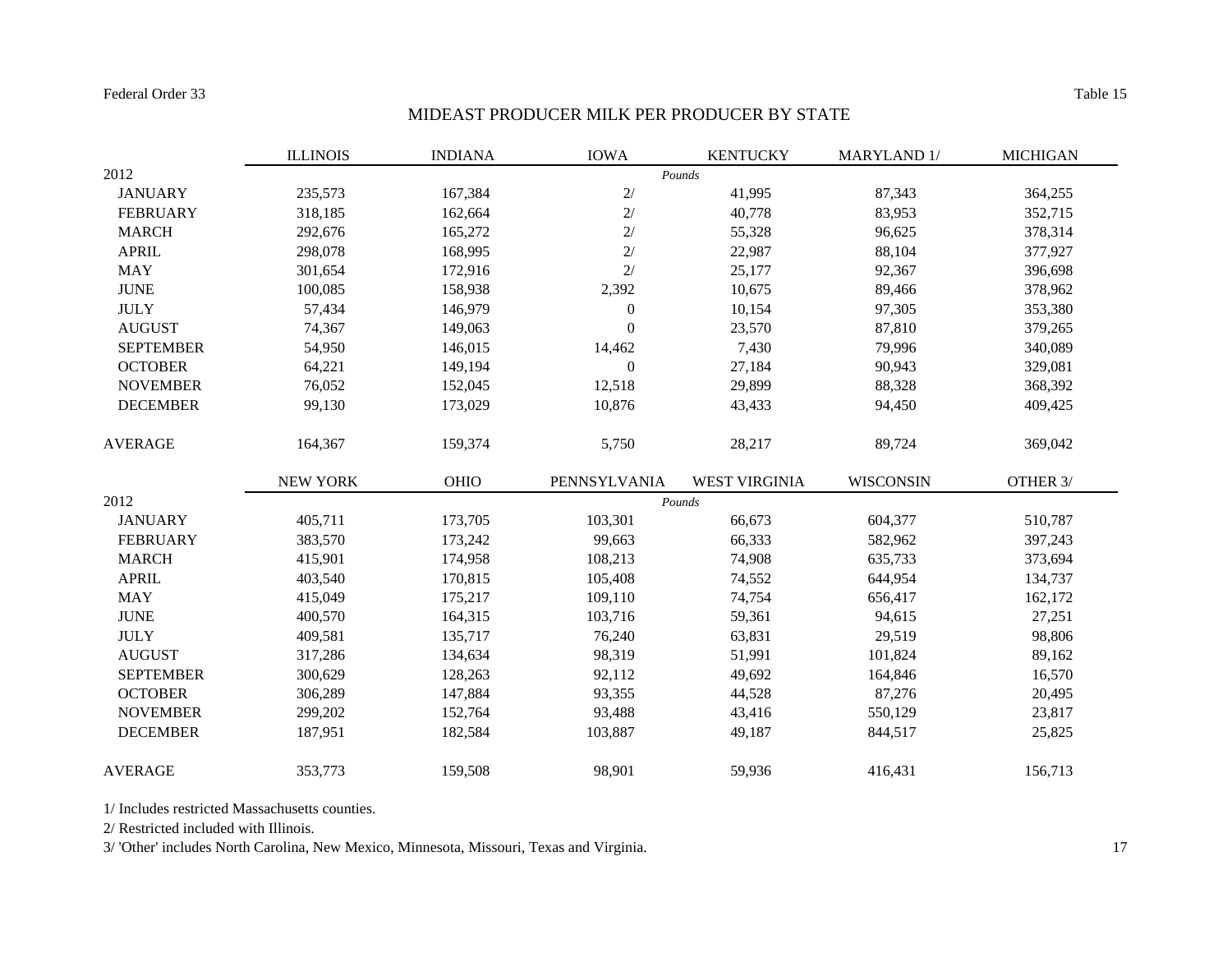Federal Order 33

Table 15

# MIDEAST PRODUCER MILK PER PRODUCER BY STATE

| | ILLINOIS | INDIANA | IOWA | KENTUCKY | MARYLAND 1/ | MICHIGAN |
|---|---|---|---|---|---|---|
| 2012 | | | *Pounds* | | | |
| JANUARY | 235,573 | 167,384 | 2/ | 41,995 | 87,343 | 364,255 |
| FEBRUARY | 318,185 | 162,664 | 2/ | 40,778 | 83,953 | 352,715 |
| MARCH | 292,676 | 165,272 | 2/ | 55,328 | 96,625 | 378,314 |
| APRIL | 298,078 | 168,995 | 2/ | 22,987 | 88,104 | 377,927 |
| MAY | 301,654 | 172,916 | 2/ | 25,177 | 92,367 | 396,698 |
| JUNE | 100,085 | 158,938 | 2,392 | 10,675 | 89,466 | 378,962 |
| JULY | 57,434 | 146,979 | 0 | 10,154 | 97,305 | 353,380 |
| AUGUST | 74,367 | 149,063 | 0 | 23,570 | 87,810 | 379,265 |
| SEPTEMBER | 54,950 | 146,015 | 14,462 | 7,430 | 79,996 | 340,089 |
| OCTOBER | 64,221 | 149,194 | 0 | 27,184 | 90,943 | 329,081 |
| NOVEMBER | 76,052 | 152,045 | 12,518 | 29,899 | 88,328 | 368,392 |
| DECEMBER | 99,130 | 173,029 | 10,876 | 43,433 | 94,450 | 409,425 |
| AVERAGE | 164,367 | 159,374 | 5,750 | 28,217 | 89,724 | 369,042 |

| | NEW YORK | OHIO | PENNSYLVANIA | WEST VIRGINIA | WISCONSIN | OTHER 3/ |
|---|---|---|---|---|---|---|
| 2012 | | | *Pounds* | | | |
| JANUARY | 405,711 | 173,705 | 103,301 | 66,673 | 604,377 | 510,787 |
| FEBRUARY | 383,570 | 173,242 | 99,663 | 66,333 | 582,962 | 397,243 |
| MARCH | 415,901 | 174,958 | 108,213 | 74,908 | 635,733 | 373,694 |
| APRIL | 403,540 | 170,815 | 105,408 | 74,552 | 644,954 | 134,737 |
| MAY | 415,049 | 175,217 | 109,110 | 74,754 | 656,417 | 162,172 |
| JUNE | 400,570 | 164,315 | 103,716 | 59,361 | 94,615 | 27,251 |
| JULY | 409,581 | 135,717 | 76,240 | 63,831 | 29,519 | 98,806 |
| AUGUST | 317,286 | 134,634 | 98,319 | 51,991 | 101,824 | 89,162 |
| SEPTEMBER | 300,629 | 128,263 | 92,112 | 49,692 | 164,846 | 16,570 |
| OCTOBER | 306,289 | 147,884 | 93,355 | 44,528 | 87,276 | 20,495 |
| NOVEMBER | 299,202 | 152,764 | 93,488 | 43,416 | 550,129 | 23,817 |
| DECEMBER | 187,951 | 182,584 | 103,887 | 49,187 | 844,517 | 25,825 |
| AVERAGE | 353,773 | 159,508 | 98,901 | 59,936 | 416,431 | 156,713 |

1/ Includes restricted Massachusetts counties.

2/ Restricted included with Illinois.

3/ 'Other' includes North Carolina, New Mexico, Minnesota, Missouri, Texas and Virginia.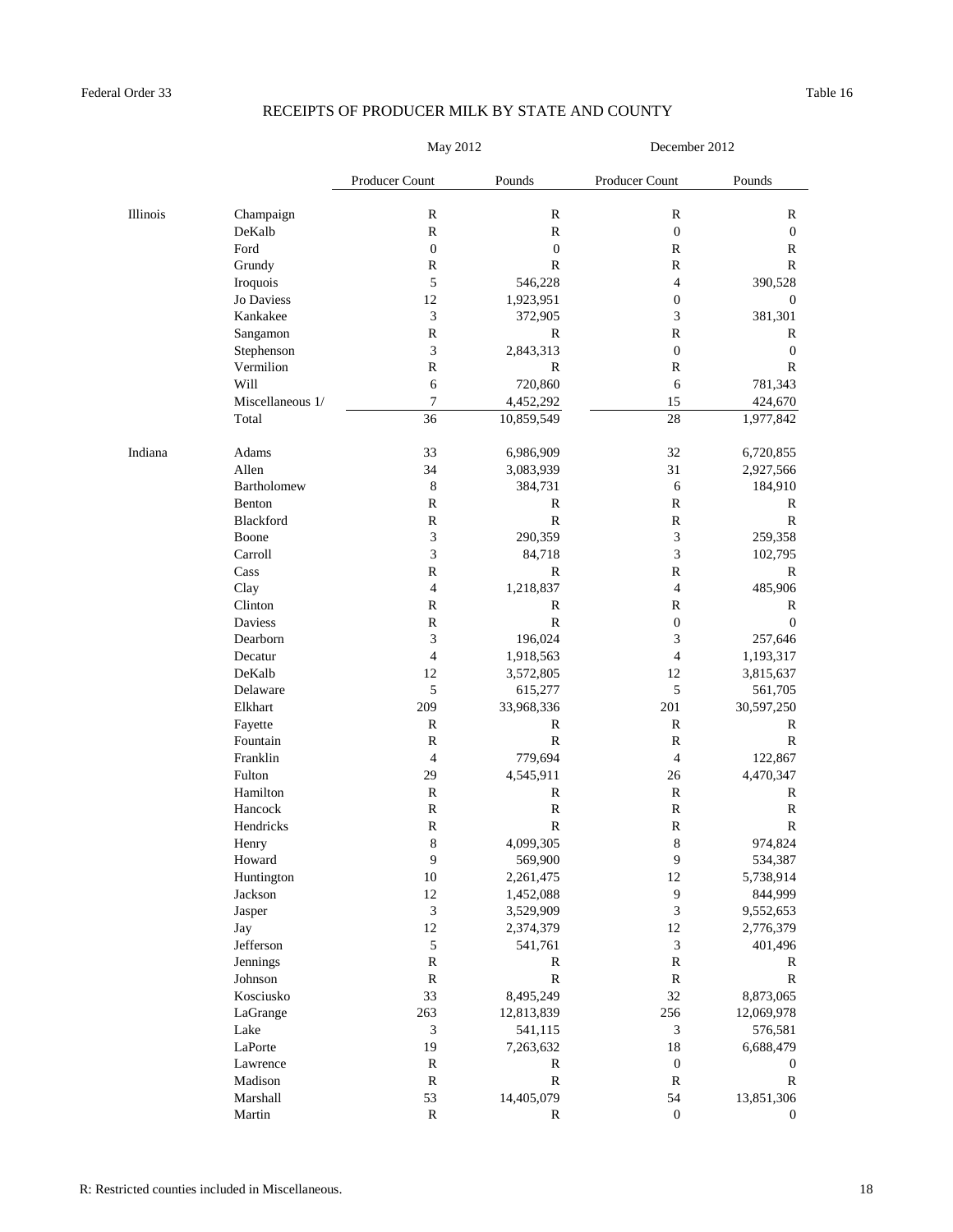Federal Order 33 — Table 16

## RECEIPTS OF PRODUCER MILK BY STATE AND COUNTY

| State | County | May 2012 | | December 2012 | |
|---|---|---|---|---|---|
| | | Producer Count | Pounds | Producer Count | Pounds |
| Illinois | Champaign | R | R | R | R |
| | DeKalb | R | R | 0 | 0 |
| | Ford | 0 | 0 | R | R |
| | Grundy | R | R | R | R |
| | Iroquois | 5 | 546,228 | 4 | 390,528 |
| | Jo Daviess | 12 | 1,923,951 | 0 | 0 |
| | Kankakee | 3 | 372,905 | 3 | 381,301 |
| | Sangamon | R | R | R | R |
| | Stephenson | 3 | 2,843,313 | 0 | 0 |
| | Vermilion | R | R | R | R |
| | Will | 6 | 720,860 | 6 | 781,343 |
| | Miscellaneous 1/ | 7 | 4,452,292 | 15 | 424,670 |
| | Total | 36 | 10,859,549 | 28 | 1,977,842 |
| Indiana | Adams | 33 | 6,986,909 | 32 | 6,720,855 |
| | Allen | 34 | 3,083,939 | 31 | 2,927,566 |
| | Bartholomew | 8 | 384,731 | 6 | 184,910 |
| | Benton | R | R | R | R |
| | Blackford | R | R | R | R |
| | Boone | 3 | 290,359 | 3 | 259,358 |
| | Carroll | 3 | 84,718 | 3 | 102,795 |
| | Cass | R | R | R | R |
| | Clay | 4 | 1,218,837 | 4 | 485,906 |
| | Clinton | R | R | R | R |
| | Daviess | R | R | 0 | 0 |
| | Dearborn | 3 | 196,024 | 3 | 257,646 |
| | Decatur | 4 | 1,918,563 | 4 | 1,193,317 |
| | DeKalb | 12 | 3,572,805 | 12 | 3,815,637 |
| | Delaware | 5 | 615,277 | 5 | 561,705 |
| | Elkhart | 209 | 33,968,336 | 201 | 30,597,250 |
| | Fayette | R | R | R | R |
| | Fountain | R | R | R | R |
| | Franklin | 4 | 779,694 | 4 | 122,867 |
| | Fulton | 29 | 4,545,911 | 26 | 4,470,347 |
| | Hamilton | R | R | R | R |
| | Hancock | R | R | R | R |
| | Hendricks | R | R | R | R |
| | Henry | 8 | 4,099,305 | 8 | 974,824 |
| | Howard | 9 | 569,900 | 9 | 534,387 |
| | Huntington | 10 | 2,261,475 | 12 | 5,738,914 |
| | Jackson | 12 | 1,452,088 | 9 | 844,999 |
| | Jasper | 3 | 3,529,909 | 3 | 9,552,653 |
| | Jay | 12 | 2,374,379 | 12 | 2,776,379 |
| | Jefferson | 5 | 541,761 | 3 | 401,496 |
| | Jennings | R | R | R | R |
| | Johnson | R | R | R | R |
| | Kosciusko | 33 | 8,495,249 | 32 | 8,873,065 |
| | LaGrange | 263 | 12,813,839 | 256 | 12,069,978 |
| | Lake | 3 | 541,115 | 3 | 576,581 |
| | LaPorte | 19 | 7,263,632 | 18 | 6,688,479 |
| | Lawrence | R | R | 0 | 0 |
| | Madison | R | R | R | R |
| | Marshall | 53 | 14,405,079 | 54 | 13,851,306 |
| | Martin | R | R | 0 | 0 |

R: Restricted counties included in Miscellaneous.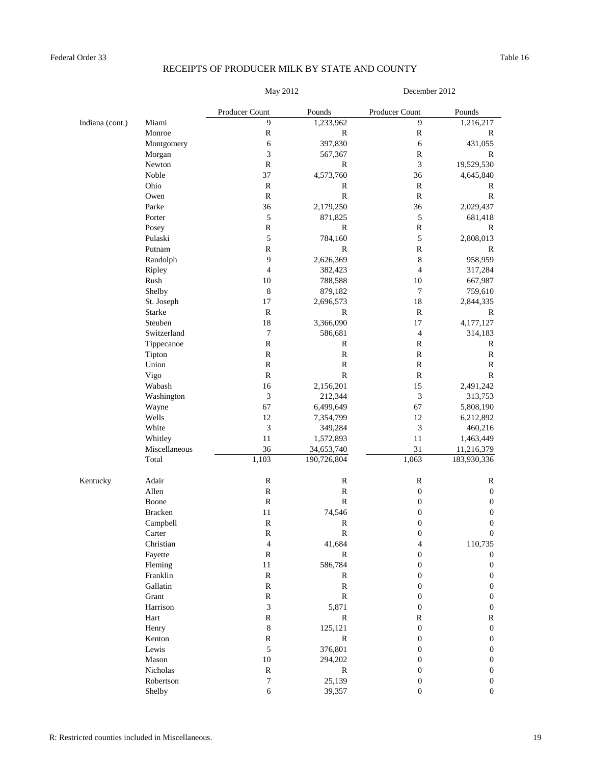Federal Order 33

Table 16

## RECEIPTS OF PRODUCER MILK BY STATE AND COUNTY

| | | May 2012 | | December 2012 | |
|---|---|---|---|---|---|
| | | Producer Count | Pounds | Producer Count | Pounds |
| Indiana (cont.) | Miami | 9 | 1,233,962 | 9 | 1,216,217 |
| | Monroe | R | R | R | R |
| | Montgomery | 6 | 397,830 | 6 | 431,055 |
| | Morgan | 3 | 567,367 | R | R |
| | Newton | R | R | 3 | 19,529,530 |
| | Noble | 37 | 4,573,760 | 36 | 4,645,840 |
| | Ohio | R | R | R | R |
| | Owen | R | R | R | R |
| | Parke | 36 | 2,179,250 | 36 | 2,029,437 |
| | Porter | 5 | 871,825 | 5 | 681,418 |
| | Posey | R | R | R | R |
| | Pulaski | 5 | 784,160 | 5 | 2,808,013 |
| | Putnam | R | R | R | R |
| | Randolph | 9 | 2,626,369 | 8 | 958,959 |
| | Ripley | 4 | 382,423 | 4 | 317,284 |
| | Rush | 10 | 788,588 | 10 | 667,987 |
| | Shelby | 8 | 879,182 | 7 | 759,610 |
| | St. Joseph | 17 | 2,696,573 | 18 | 2,844,335 |
| | Starke | R | R | R | R |
| | Steuben | 18 | 3,366,090 | 17 | 4,177,127 |
| | Switzerland | 7 | 586,681 | 4 | 314,183 |
| | Tippecanoe | R | R | R | R |
| | Tipton | R | R | R | R |
| | Union | R | R | R | R |
| | Vigo | R | R | R | R |
| | Wabash | 16 | 2,156,201 | 15 | 2,491,242 |
| | Washington | 3 | 212,344 | 3 | 313,753 |
| | Wayne | 67 | 6,499,649 | 67 | 5,808,190 |
| | Wells | 12 | 7,354,799 | 12 | 6,212,892 |
| | White | 3 | 349,284 | 3 | 460,216 |
| | Whitley | 11 | 1,572,893 | 11 | 1,463,449 |
| | Miscellaneous | 36 | 34,653,740 | 31 | 11,216,379 |
| | Total | 1,103 | 190,726,804 | 1,063 | 183,930,336 |
| Kentucky | Adair | R | R | R | R |
| | Allen | R | R | 0 | 0 |
| | Boone | R | R | 0 | 0 |
| | Bracken | 11 | 74,546 | 0 | 0 |
| | Campbell | R | R | 0 | 0 |
| | Carter | R | R | 0 | 0 |
| | Christian | 4 | 41,684 | 4 | 110,735 |
| | Fayette | R | R | 0 | 0 |
| | Fleming | 11 | 586,784 | 0 | 0 |
| | Franklin | R | R | 0 | 0 |
| | Gallatin | R | R | 0 | 0 |
| | Grant | R | R | 0 | 0 |
| | Harrison | 3 | 5,871 | 0 | 0 |
| | Hart | R | R | R | R |
| | Henry | 8 | 125,121 | 0 | 0 |
| | Kenton | R | R | 0 | 0 |
| | Lewis | 5 | 376,801 | 0 | 0 |
| | Mason | 10 | 294,202 | 0 | 0 |
| | Nicholas | R | R | 0 | 0 |
| | Robertson | 7 | 25,139 | 0 | 0 |
| | Shelby | 6 | 39,357 | 0 | 0 |

R: Restricted counties included in Miscellaneous.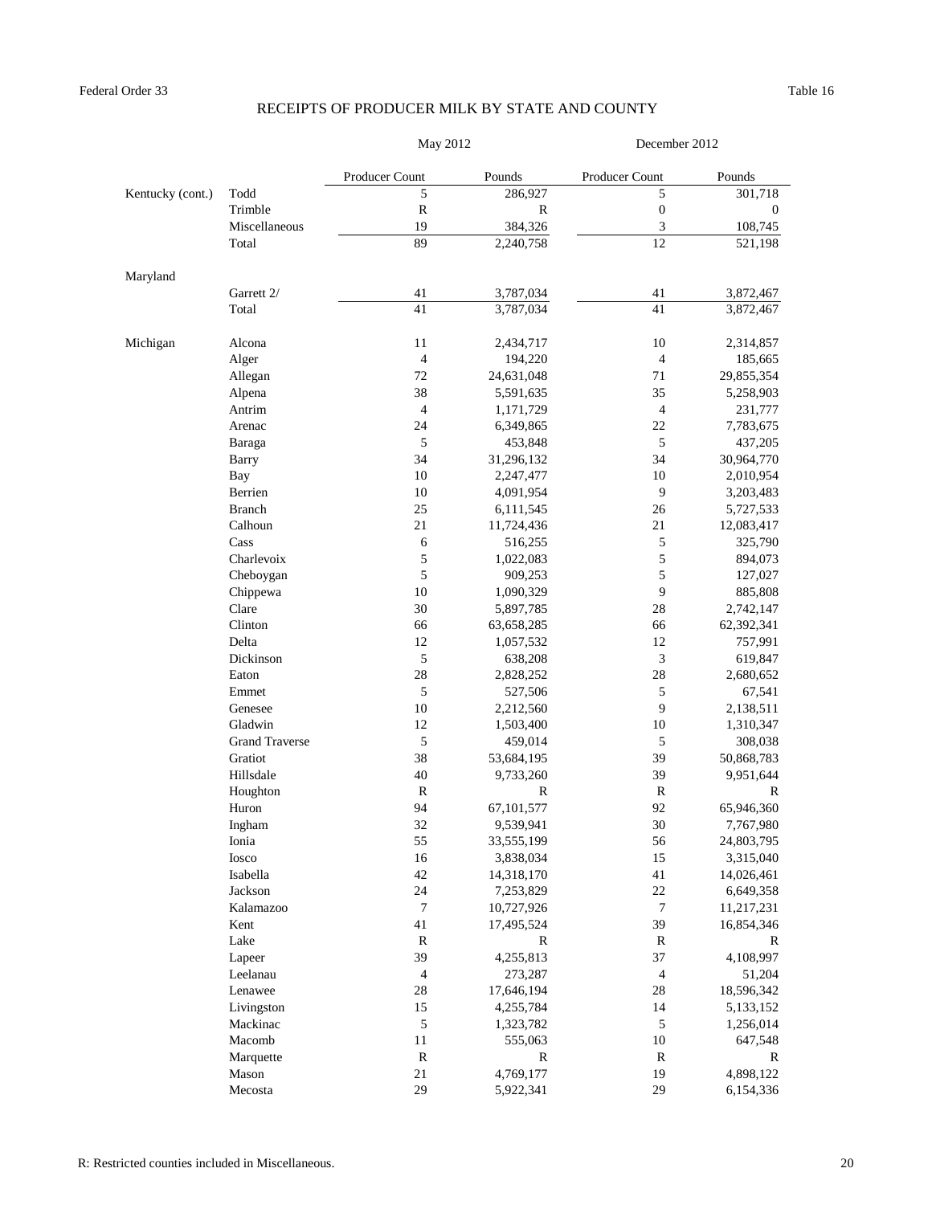Federal Order 33 — Table 16

## RECEIPTS OF PRODUCER MILK BY STATE AND COUNTY

| | | May 2012 | | December 2012 | |
|---|---|---|---|---|---|
| | | Producer Count | Pounds | Producer Count | Pounds |
| Kentucky (cont.) | Todd | 5 | 286,927 | 5 | 301,718 |
| | Trimble | R | R | 0 | 0 |
| | Miscellaneous | 19 | 384,326 | 3 | 108,745 |
| | Total | 89 | 2,240,758 | 12 | 521,198 |
| Maryland | | | | | |
| | Garrett 2/ | 41 | 3,787,034 | 41 | 3,872,467 |
| | Total | 41 | 3,787,034 | 41 | 3,872,467 |
| Michigan | Alcona | 11 | 2,434,717 | 10 | 2,314,857 |
| | Alger | 4 | 194,220 | 4 | 185,665 |
| | Allegan | 72 | 24,631,048 | 71 | 29,855,354 |
| | Alpena | 38 | 5,591,635 | 35 | 5,258,903 |
| | Antrim | 4 | 1,171,729 | 4 | 231,777 |
| | Arenac | 24 | 6,349,865 | 22 | 7,783,675 |
| | Baraga | 5 | 453,848 | 5 | 437,205 |
| | Barry | 34 | 31,296,132 | 34 | 30,964,770 |
| | Bay | 10 | 2,247,477 | 10 | 2,010,954 |
| | Berrien | 10 | 4,091,954 | 9 | 3,203,483 |
| | Branch | 25 | 6,111,545 | 26 | 5,727,533 |
| | Calhoun | 21 | 11,724,436 | 21 | 12,083,417 |
| | Cass | 6 | 516,255 | 5 | 325,790 |
| | Charlevoix | 5 | 1,022,083 | 5 | 894,073 |
| | Cheboygan | 5 | 909,253 | 5 | 127,027 |
| | Chippewa | 10 | 1,090,329 | 9 | 885,808 |
| | Clare | 30 | 5,897,785 | 28 | 2,742,147 |
| | Clinton | 66 | 63,658,285 | 66 | 62,392,341 |
| | Delta | 12 | 1,057,532 | 12 | 757,991 |
| | Dickinson | 5 | 638,208 | 3 | 619,847 |
| | Eaton | 28 | 2,828,252 | 28 | 2,680,652 |
| | Emmet | 5 | 527,506 | 5 | 67,541 |
| | Genesee | 10 | 2,212,560 | 9 | 2,138,511 |
| | Gladwin | 12 | 1,503,400 | 10 | 1,310,347 |
| | Grand Traverse | 5 | 459,014 | 5 | 308,038 |
| | Gratiot | 38 | 53,684,195 | 39 | 50,868,783 |
| | Hillsdale | 40 | 9,733,260 | 39 | 9,951,644 |
| | Houghton | R | R | R | R |
| | Huron | 94 | 67,101,577 | 92 | 65,946,360 |
| | Ingham | 32 | 9,539,941 | 30 | 7,767,980 |
| | Ionia | 55 | 33,555,199 | 56 | 24,803,795 |
| | Iosco | 16 | 3,838,034 | 15 | 3,315,040 |
| | Isabella | 42 | 14,318,170 | 41 | 14,026,461 |
| | Jackson | 24 | 7,253,829 | 22 | 6,649,358 |
| | Kalamazoo | 7 | 10,727,926 | 7 | 11,217,231 |
| | Kent | 41 | 17,495,524 | 39 | 16,854,346 |
| | Lake | R | R | R | R |
| | Lapeer | 39 | 4,255,813 | 37 | 4,108,997 |
| | Leelanau | 4 | 273,287 | 4 | 51,204 |
| | Lenawee | 28 | 17,646,194 | 28 | 18,596,342 |
| | Livingston | 15 | 4,255,784 | 14 | 5,133,152 |
| | Mackinac | 5 | 1,323,782 | 5 | 1,256,014 |
| | Macomb | 11 | 555,063 | 10 | 647,548 |
| | Marquette | R | R | R | R |
| | Mason | 21 | 4,769,177 | 19 | 4,898,122 |
| | Mecosta | 29 | 5,922,341 | 29 | 6,154,336 |

R: Restricted counties included in Miscellaneous.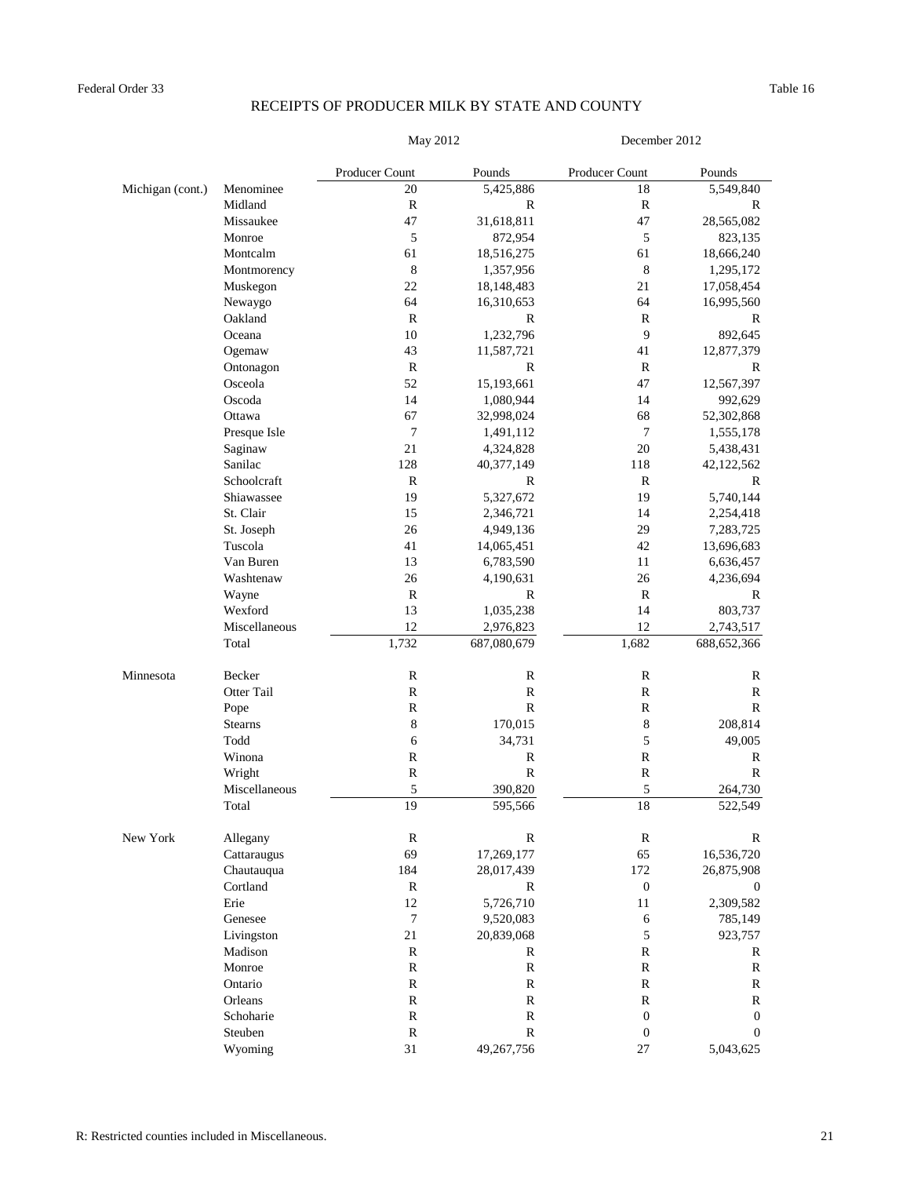Federal Order 33 — Table 16

# RECEIPTS OF PRODUCER MILK BY STATE AND COUNTY

| | | May 2012 | | December 2012 | |
|---|---|---|---|---|---|
| | | Producer Count | Pounds | Producer Count | Pounds |
| Michigan (cont.) | Menominee | 20 | 5,425,886 | 18 | 5,549,840 |
| | Midland | R | R | R | R |
| | Missaukee | 47 | 31,618,811 | 47 | 28,565,082 |
| | Monroe | 5 | 872,954 | 5 | 823,135 |
| | Montcalm | 61 | 18,516,275 | 61 | 18,666,240 |
| | Montmorency | 8 | 1,357,956 | 8 | 1,295,172 |
| | Muskegon | 22 | 18,148,483 | 21 | 17,058,454 |
| | Newaygo | 64 | 16,310,653 | 64 | 16,995,560 |
| | Oakland | R | R | R | R |
| | Oceana | 10 | 1,232,796 | 9 | 892,645 |
| | Ogemaw | 43 | 11,587,721 | 41 | 12,877,379 |
| | Ontonagon | R | R | R | R |
| | Osceola | 52 | 15,193,661 | 47 | 12,567,397 |
| | Oscoda | 14 | 1,080,944 | 14 | 992,629 |
| | Ottawa | 67 | 32,998,024 | 68 | 52,302,868 |
| | Presque Isle | 7 | 1,491,112 | 7 | 1,555,178 |
| | Saginaw | 21 | 4,324,828 | 20 | 5,438,431 |
| | Sanilac | 128 | 40,377,149 | 118 | 42,122,562 |
| | Schoolcraft | R | R | R | R |
| | Shiawassee | 19 | 5,327,672 | 19 | 5,740,144 |
| | St. Clair | 15 | 2,346,721 | 14 | 2,254,418 |
| | St. Joseph | 26 | 4,949,136 | 29 | 7,283,725 |
| | Tuscola | 41 | 14,065,451 | 42 | 13,696,683 |
| | Van Buren | 13 | 6,783,590 | 11 | 6,636,457 |
| | Washtenaw | 26 | 4,190,631 | 26 | 4,236,694 |
| | Wayne | R | R | R | R |
| | Wexford | 13 | 1,035,238 | 14 | 803,737 |
| | Miscellaneous | 12 | 2,976,823 | 12 | 2,743,517 |
| | Total | 1,732 | 687,080,679 | 1,682 | 688,652,366 |
| Minnesota | Becker | R | R | R | R |
| | Otter Tail | R | R | R | R |
| | Pope | R | R | R | R |
| | Stearns | 8 | 170,015 | 8 | 208,814 |
| | Todd | 6 | 34,731 | 5 | 49,005 |
| | Winona | R | R | R | R |
| | Wright | R | R | R | R |
| | Miscellaneous | 5 | 390,820 | 5 | 264,730 |
| | Total | 19 | 595,566 | 18 | 522,549 |
| New York | Allegany | R | R | R | R |
| | Cattaraugus | 69 | 17,269,177 | 65 | 16,536,720 |
| | Chautauqua | 184 | 28,017,439 | 172 | 26,875,908 |
| | Cortland | R | R | 0 | 0 |
| | Erie | 12 | 5,726,710 | 11 | 2,309,582 |
| | Genesee | 7 | 9,520,083 | 6 | 785,149 |
| | Livingston | 21 | 20,839,068 | 5 | 923,757 |
| | Madison | R | R | R | R |
| | Monroe | R | R | R | R |
| | Ontario | R | R | R | R |
| | Orleans | R | R | R | R |
| | Schoharie | R | R | 0 | 0 |
| | Steuben | R | R | 0 | 0 |
| | Wyoming | 31 | 49,267,756 | 27 | 5,043,625 |

R: Restricted counties included in Miscellaneous.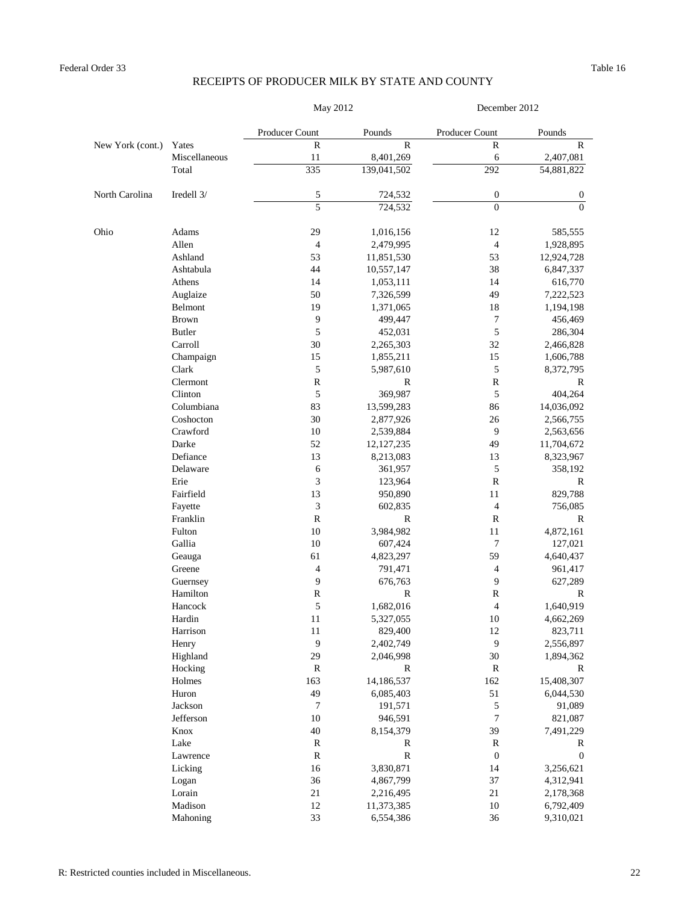Federal Order 33 Table 16

## RECEIPTS OF PRODUCER MILK BY STATE AND COUNTY

| | | May 2012 | | December 2012 | |
|---|---|---|---|---|---|
| | | Producer Count | Pounds | Producer Count | Pounds |
| New York (cont.) | Yates | R | R | R | R |
| | Miscellaneous | 11 | 8,401,269 | 6 | 2,407,081 |
| | Total | 335 | 139,041,502 | 292 | 54,881,822 |
| North Carolina | Iredell 3/ | 5 | 724,532 | 0 | 0 |
| | | 5 | 724,532 | 0 | 0 |
| Ohio | Adams | 29 | 1,016,156 | 12 | 585,555 |
| | Allen | 4 | 2,479,995 | 4 | 1,928,895 |
| | Ashland | 53 | 11,851,530 | 53 | 12,924,728 |
| | Ashtabula | 44 | 10,557,147 | 38 | 6,847,337 |
| | Athens | 14 | 1,053,111 | 14 | 616,770 |
| | Auglaize | 50 | 7,326,599 | 49 | 7,222,523 |
| | Belmont | 19 | 1,371,065 | 18 | 1,194,198 |
| | Brown | 9 | 499,447 | 7 | 456,469 |
| | Butler | 5 | 452,031 | 5 | 286,304 |
| | Carroll | 30 | 2,265,303 | 32 | 2,466,828 |
| | Champaign | 15 | 1,855,211 | 15 | 1,606,788 |
| | Clark | 5 | 5,987,610 | 5 | 8,372,795 |
| | Clermont | R | R | R | R |
| | Clinton | 5 | 369,987 | 5 | 404,264 |
| | Columbiana | 83 | 13,599,283 | 86 | 14,036,092 |
| | Coshocton | 30 | 2,877,926 | 26 | 2,566,755 |
| | Crawford | 10 | 2,539,884 | 9 | 2,563,656 |
| | Darke | 52 | 12,127,235 | 49 | 11,704,672 |
| | Defiance | 13 | 8,213,083 | 13 | 8,323,967 |
| | Delaware | 6 | 361,957 | 5 | 358,192 |
| | Erie | 3 | 123,964 | R | R |
| | Fairfield | 13 | 950,890 | 11 | 829,788 |
| | Fayette | 3 | 602,835 | 4 | 756,085 |
| | Franklin | R | R | R | R |
| | Fulton | 10 | 3,984,982 | 11 | 4,872,161 |
| | Gallia | 10 | 607,424 | 7 | 127,021 |
| | Geauga | 61 | 4,823,297 | 59 | 4,640,437 |
| | Greene | 4 | 791,471 | 4 | 961,417 |
| | Guernsey | 9 | 676,763 | 9 | 627,289 |
| | Hamilton | R | R | R | R |
| | Hancock | 5 | 1,682,016 | 4 | 1,640,919 |
| | Hardin | 11 | 5,327,055 | 10 | 4,662,269 |
| | Harrison | 11 | 829,400 | 12 | 823,711 |
| | Henry | 9 | 2,402,749 | 9 | 2,556,897 |
| | Highland | 29 | 2,046,998 | 30 | 1,894,362 |
| | Hocking | R | R | R | R |
| | Holmes | 163 | 14,186,537 | 162 | 15,408,307 |
| | Huron | 49 | 6,085,403 | 51 | 6,044,530 |
| | Jackson | 7 | 191,571 | 5 | 91,089 |
| | Jefferson | 10 | 946,591 | 7 | 821,087 |
| | Knox | 40 | 8,154,379 | 39 | 7,491,229 |
| | Lake | R | R | R | R |
| | Lawrence | R | R | 0 | 0 |
| | Licking | 16 | 3,830,871 | 14 | 3,256,621 |
| | Logan | 36 | 4,867,799 | 37 | 4,312,941 |
| | Lorain | 21 | 2,216,495 | 21 | 2,178,368 |
| | Madison | 12 | 11,373,385 | 10 | 6,792,409 |
| | Mahoning | 33 | 6,554,386 | 36 | 9,310,021 |

R: Restricted counties included in Miscellaneous.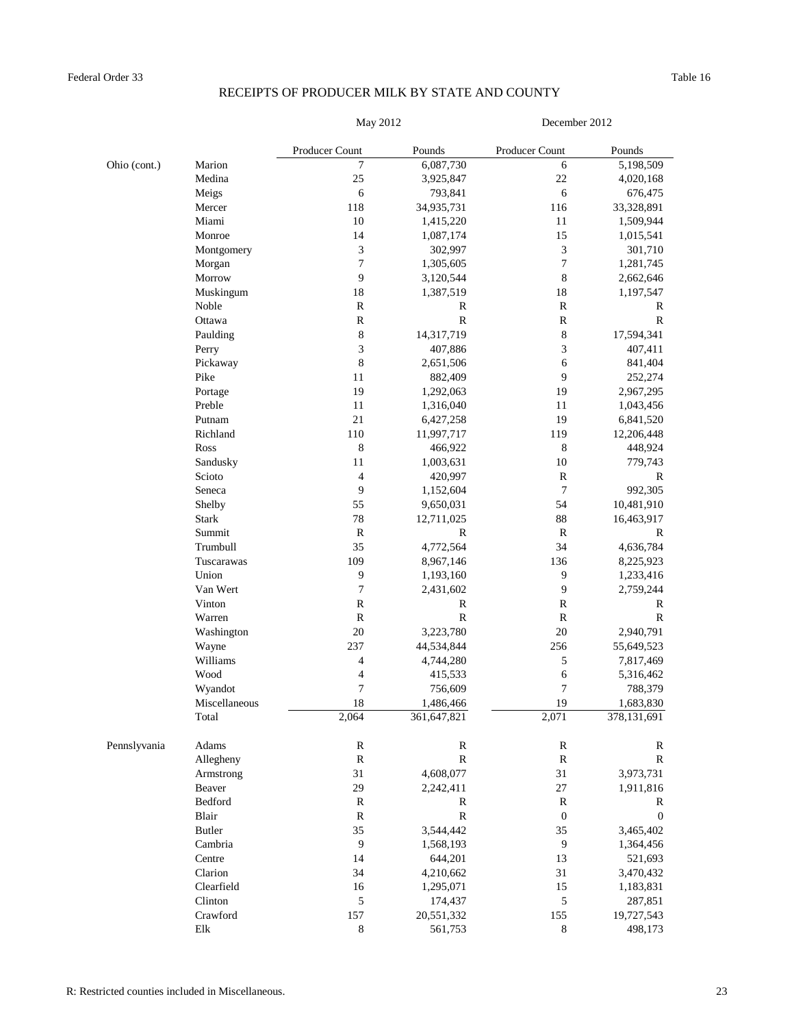Federal Order 33 — Table 16

## RECEIPTS OF PRODUCER MILK BY STATE AND COUNTY

| | | May 2012 | | December 2012 | |
|---|---|---|---|---|---|
| | | Producer Count | Pounds | Producer Count | Pounds |
| Ohio (cont.) | Marion | 7 | 6,087,730 | 6 | 5,198,509 |
| | Medina | 25 | 3,925,847 | 22 | 4,020,168 |
| | Meigs | 6 | 793,841 | 6 | 676,475 |
| | Mercer | 118 | 34,935,731 | 116 | 33,328,891 |
| | Miami | 10 | 1,415,220 | 11 | 1,509,944 |
| | Monroe | 14 | 1,087,174 | 15 | 1,015,541 |
| | Montgomery | 3 | 302,997 | 3 | 301,710 |
| | Morgan | 7 | 1,305,605 | 7 | 1,281,745 |
| | Morrow | 9 | 3,120,544 | 8 | 2,662,646 |
| | Muskingum | 18 | 1,387,519 | 18 | 1,197,547 |
| | Noble | R | R | R | R |
| | Ottawa | R | R | R | R |
| | Paulding | 8 | 14,317,719 | 8 | 17,594,341 |
| | Perry | 3 | 407,886 | 3 | 407,411 |
| | Pickaway | 8 | 2,651,506 | 6 | 841,404 |
| | Pike | 11 | 882,409 | 9 | 252,274 |
| | Portage | 19 | 1,292,063 | 19 | 2,967,295 |
| | Preble | 11 | 1,316,040 | 11 | 1,043,456 |
| | Putnam | 21 | 6,427,258 | 19 | 6,841,520 |
| | Richland | 110 | 11,997,717 | 119 | 12,206,448 |
| | Ross | 8 | 466,922 | 8 | 448,924 |
| | Sandusky | 11 | 1,003,631 | 10 | 779,743 |
| | Scioto | 4 | 420,997 | R | R |
| | Seneca | 9 | 1,152,604 | 7 | 992,305 |
| | Shelby | 55 | 9,650,031 | 54 | 10,481,910 |
| | Stark | 78 | 12,711,025 | 88 | 16,463,917 |
| | Summit | R | R | R | R |
| | Trumbull | 35 | 4,772,564 | 34 | 4,636,784 |
| | Tuscarawas | 109 | 8,967,146 | 136 | 8,225,923 |
| | Union | 9 | 1,193,160 | 9 | 1,233,416 |
| | Van Wert | 7 | 2,431,602 | 9 | 2,759,244 |
| | Vinton | R | R | R | R |
| | Warren | R | R | R | R |
| | Washington | 20 | 3,223,780 | 20 | 2,940,791 |
| | Wayne | 237 | 44,534,844 | 256 | 55,649,523 |
| | Williams | 4 | 4,744,280 | 5 | 7,817,469 |
| | Wood | 4 | 415,533 | 6 | 5,316,462 |
| | Wyandot | 7 | 756,609 | 7 | 788,379 |
| | Miscellaneous | 18 | 1,486,466 | 19 | 1,683,830 |
| | Total | 2,064 | 361,647,821 | 2,071 | 378,131,691 |
| Pennslyvania | Adams | R | R | R | R |
| | Allegheny | R | R | R | R |
| | Armstrong | 31 | 4,608,077 | 31 | 3,973,731 |
| | Beaver | 29 | 2,242,411 | 27 | 1,911,816 |
| | Bedford | R | R | R | R |
| | Blair | R | R | 0 | 0 |
| | Butler | 35 | 3,544,442 | 35 | 3,465,402 |
| | Cambria | 9 | 1,568,193 | 9 | 1,364,456 |
| | Centre | 14 | 644,201 | 13 | 521,693 |
| | Clarion | 34 | 4,210,662 | 31 | 3,470,432 |
| | Clearfield | 16 | 1,295,071 | 15 | 1,183,831 |
| | Clinton | 5 | 174,437 | 5 | 287,851 |
| | Crawford | 157 | 20,551,332 | 155 | 19,727,543 |
| | Elk | 8 | 561,753 | 8 | 498,173 |

R: Restricted counties included in Miscellaneous.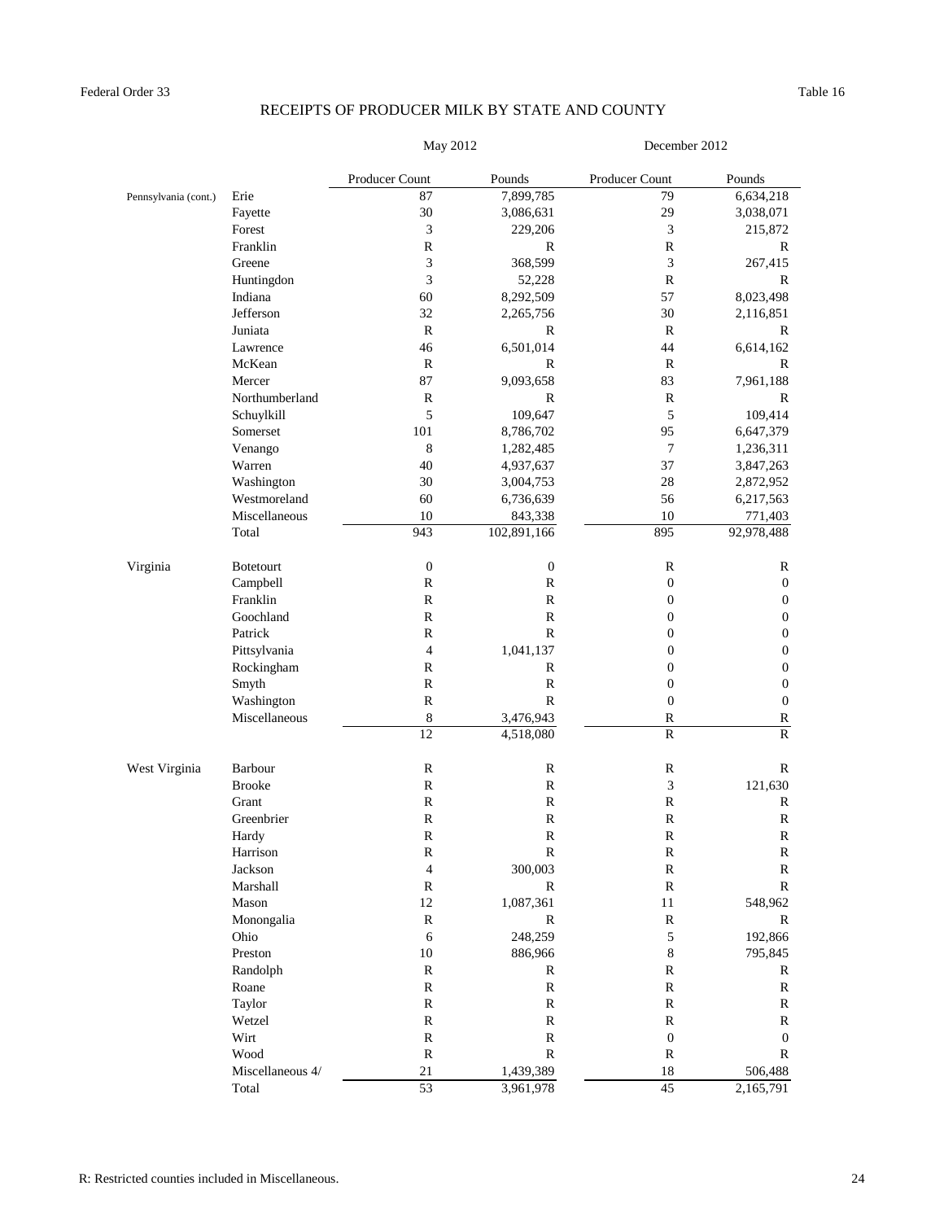Federal Order 33

Table 16

## RECEIPTS OF PRODUCER MILK BY STATE AND COUNTY

| | | May 2012 | | December 2012 | |
|---|---|---|---|---|---|
| | | Producer Count | Pounds | Producer Count | Pounds |
| Pennsylvania (cont.) | Erie | 87 | 7,899,785 | 79 | 6,634,218 |
| | Fayette | 30 | 3,086,631 | 29 | 3,038,071 |
| | Forest | 3 | 229,206 | 3 | 215,872 |
| | Franklin | R | R | R | R |
| | Greene | 3 | 368,599 | 3 | 267,415 |
| | Huntingdon | 3 | 52,228 | R | R |
| | Indiana | 60 | 8,292,509 | 57 | 8,023,498 |
| | Jefferson | 32 | 2,265,756 | 30 | 2,116,851 |
| | Juniata | R | R | R | R |
| | Lawrence | 46 | 6,501,014 | 44 | 6,614,162 |
| | McKean | R | R | R | R |
| | Mercer | 87 | 9,093,658 | 83 | 7,961,188 |
| | Northumberland | R | R | R | R |
| | Schuylkill | 5 | 109,647 | 5 | 109,414 |
| | Somerset | 101 | 8,786,702 | 95 | 6,647,379 |
| | Venango | 8 | 1,282,485 | 7 | 1,236,311 |
| | Warren | 40 | 4,937,637 | 37 | 3,847,263 |
| | Washington | 30 | 3,004,753 | 28 | 2,872,952 |
| | Westmoreland | 60 | 6,736,639 | 56 | 6,217,563 |
| | Miscellaneous | 10 | 843,338 | 10 | 771,403 |
| | Total | 943 | 102,891,166 | 895 | 92,978,488 |
| Virginia | Botetourt | 0 | 0 | R | R |
| | Campbell | R | R | 0 | 0 |
| | Franklin | R | R | 0 | 0 |
| | Goochland | R | R | 0 | 0 |
| | Patrick | R | R | 0 | 0 |
| | Pittsylvania | 4 | 1,041,137 | 0 | 0 |
| | Rockingham | R | R | 0 | 0 |
| | Smyth | R | R | 0 | 0 |
| | Washington | R | R | 0 | 0 |
| | Miscellaneous | 8 | 3,476,943 | R | R |
| | | 12 | 4,518,080 | R | R |
| West Virginia | Barbour | R | R | R | R |
| | Brooke | R | R | 3 | 121,630 |
| | Grant | R | R | R | R |
| | Greenbrier | R | R | R | R |
| | Hardy | R | R | R | R |
| | Harrison | R | R | R | R |
| | Jackson | 4 | 300,003 | R | R |
| | Marshall | R | R | R | R |
| | Mason | 12 | 1,087,361 | 11 | 548,962 |
| | Monongalia | R | R | R | R |
| | Ohio | 6 | 248,259 | 5 | 192,866 |
| | Preston | 10 | 886,966 | 8 | 795,845 |
| | Randolph | R | R | R | R |
| | Roane | R | R | R | R |
| | Taylor | R | R | R | R |
| | Wetzel | R | R | R | R |
| | Wirt | R | R | 0 | 0 |
| | Wood | R | R | R | R |
| | Miscellaneous 4/ | 21 | 1,439,389 | 18 | 506,488 |
| | Total | 53 | 3,961,978 | 45 | 2,165,791 |

R: Restricted counties included in Miscellaneous.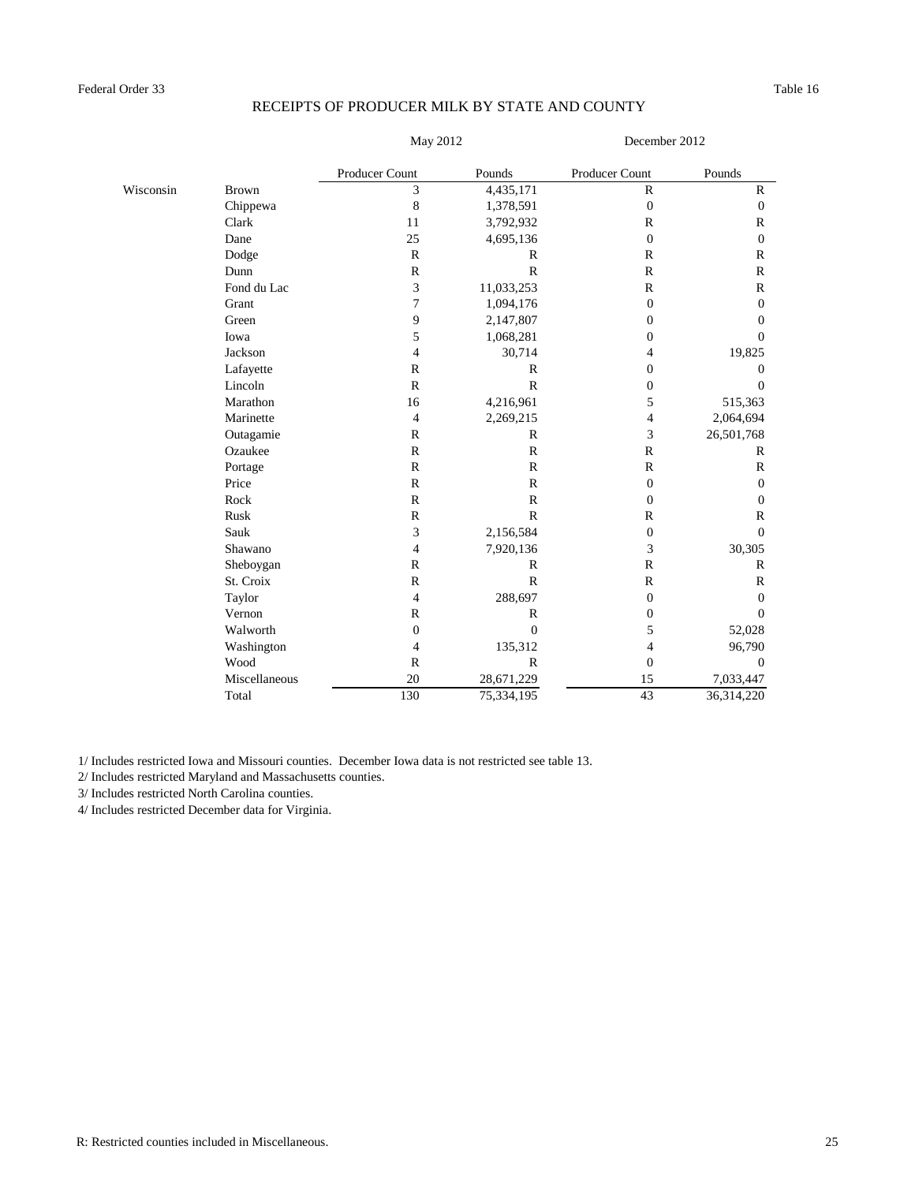Federal Order 33 Table 16

## RECEIPTS OF PRODUCER MILK BY STATE AND COUNTY

| | | May 2012 | | December 2012 | |
|---|---|---|---|---|---|
| | | Producer Count | Pounds | Producer Count | Pounds |
| Wisconsin | Brown | 3 | 4,435,171 | R | R |
| | Chippewa | 8 | 1,378,591 | 0 | 0 |
| | Clark | 11 | 3,792,932 | R | R |
| | Dane | 25 | 4,695,136 | 0 | 0 |
| | Dodge | R | R | R | R |
| | Dunn | R | R | R | R |
| | Fond du Lac | 3 | 11,033,253 | R | R |
| | Grant | 7 | 1,094,176 | 0 | 0 |
| | Green | 9 | 2,147,807 | 0 | 0 |
| | Iowa | 5 | 1,068,281 | 0 | 0 |
| | Jackson | 4 | 30,714 | 4 | 19,825 |
| | Lafayette | R | R | 0 | 0 |
| | Lincoln | R | R | 0 | 0 |
| | Marathon | 16 | 4,216,961 | 5 | 515,363 |
| | Marinette | 4 | 2,269,215 | 4 | 2,064,694 |
| | Outagamie | R | R | 3 | 26,501,768 |
| | Ozaukee | R | R | R | R |
| | Portage | R | R | R | R |
| | Price | R | R | 0 | 0 |
| | Rock | R | R | 0 | 0 |
| | Rusk | R | R | R | R |
| | Sauk | 3 | 2,156,584 | 0 | 0 |
| | Shawano | 4 | 7,920,136 | 3 | 30,305 |
| | Sheboygan | R | R | R | R |
| | St. Croix | R | R | R | R |
| | Taylor | 4 | 288,697 | 0 | 0 |
| | Vernon | R | R | 0 | 0 |
| | Walworth | 0 | 0 | 5 | 52,028 |
| | Washington | 4 | 135,312 | 4 | 96,790 |
| | Wood | R | R | 0 | 0 |
| | Miscellaneous | 20 | 28,671,229 | 15 | 7,033,447 |
| | Total | 130 | 75,334,195 | 43 | 36,314,220 |

1/ Includes restricted Iowa and Missouri counties. December Iowa data is not restricted see table 13.

2/ Includes restricted Maryland and Massachusetts counties.

3/ Includes restricted North Carolina counties.

4/ Includes restricted December data for Virginia.

R: Restricted counties included in Miscellaneous.